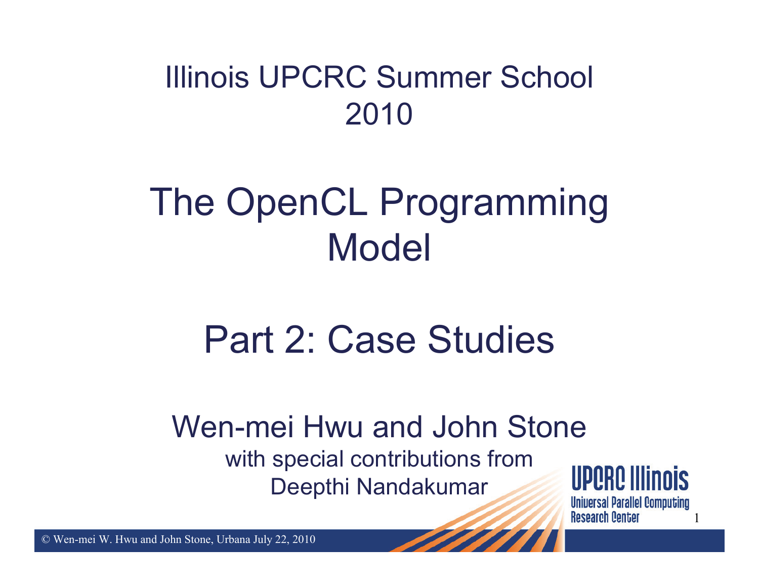# Illinois UPCRC Summer School 2010

# The OpenCL Programming Model

# Part 2: Case Studies

Wen-mei Hwu and John Stone

with special contributions from

Deepthi Nandakumar

UPCRC Illinois

Universal Parallel Computing Research Center

© Wen-mei W. Hwu and John Stone, Urbana July 22, 2010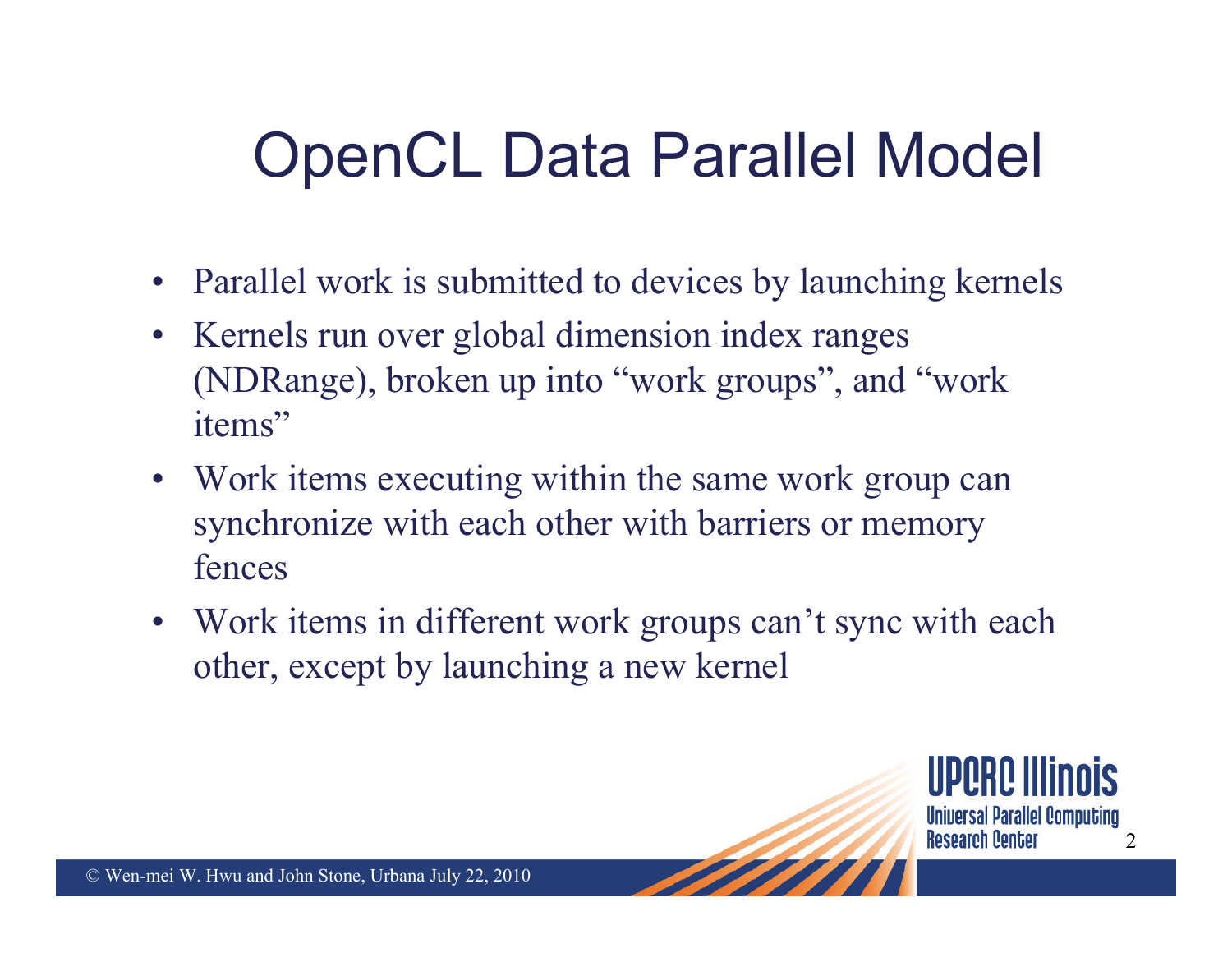# OpenCL Data Parallel Model

- Parallel work is submitted to devices by launching kernels
- Kernels run over global dimension index ranges (NDRange), broken up into “work groups”, and “work items”
- Work items executing within the same work group can synchronize with each other with barriers or memory fences
- Work items in different work groups can’t sync with each other, except by launching a new kernel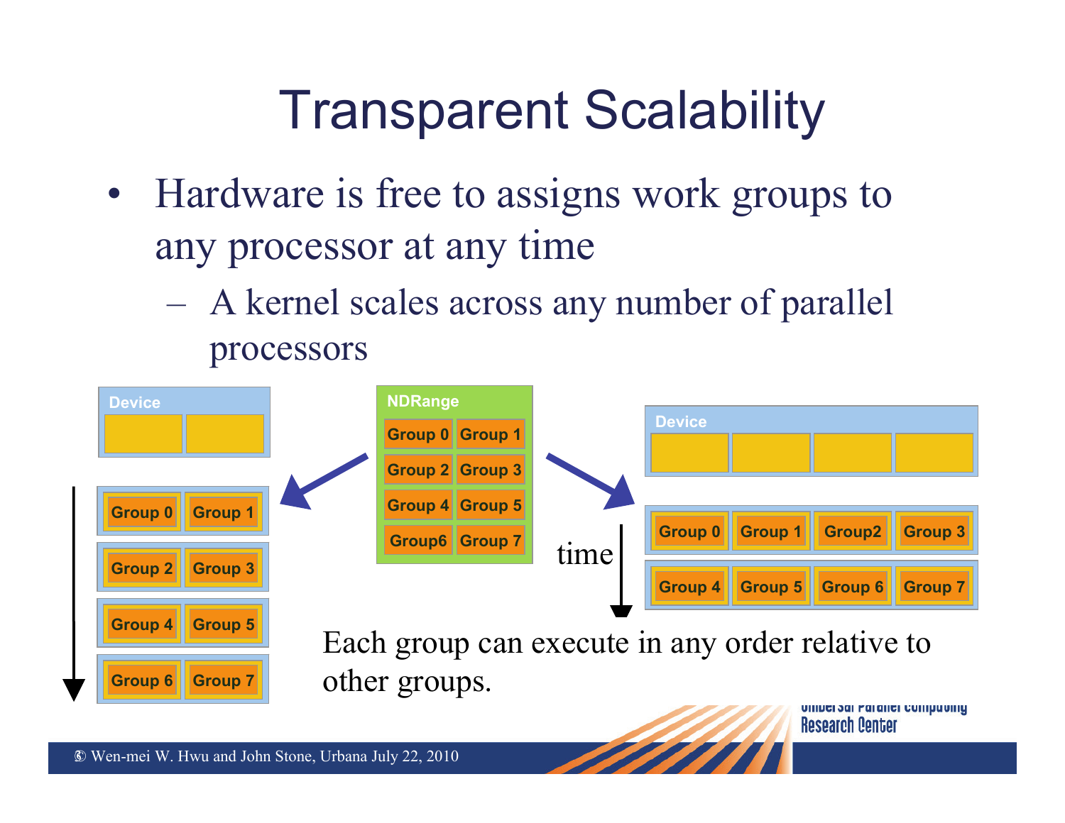# Transparent Scalability

- Hardware is free to assigns work groups to any processor at any time
  - A kernel scales across any number of parallel processors

Each group can execute in any order relative to other groups.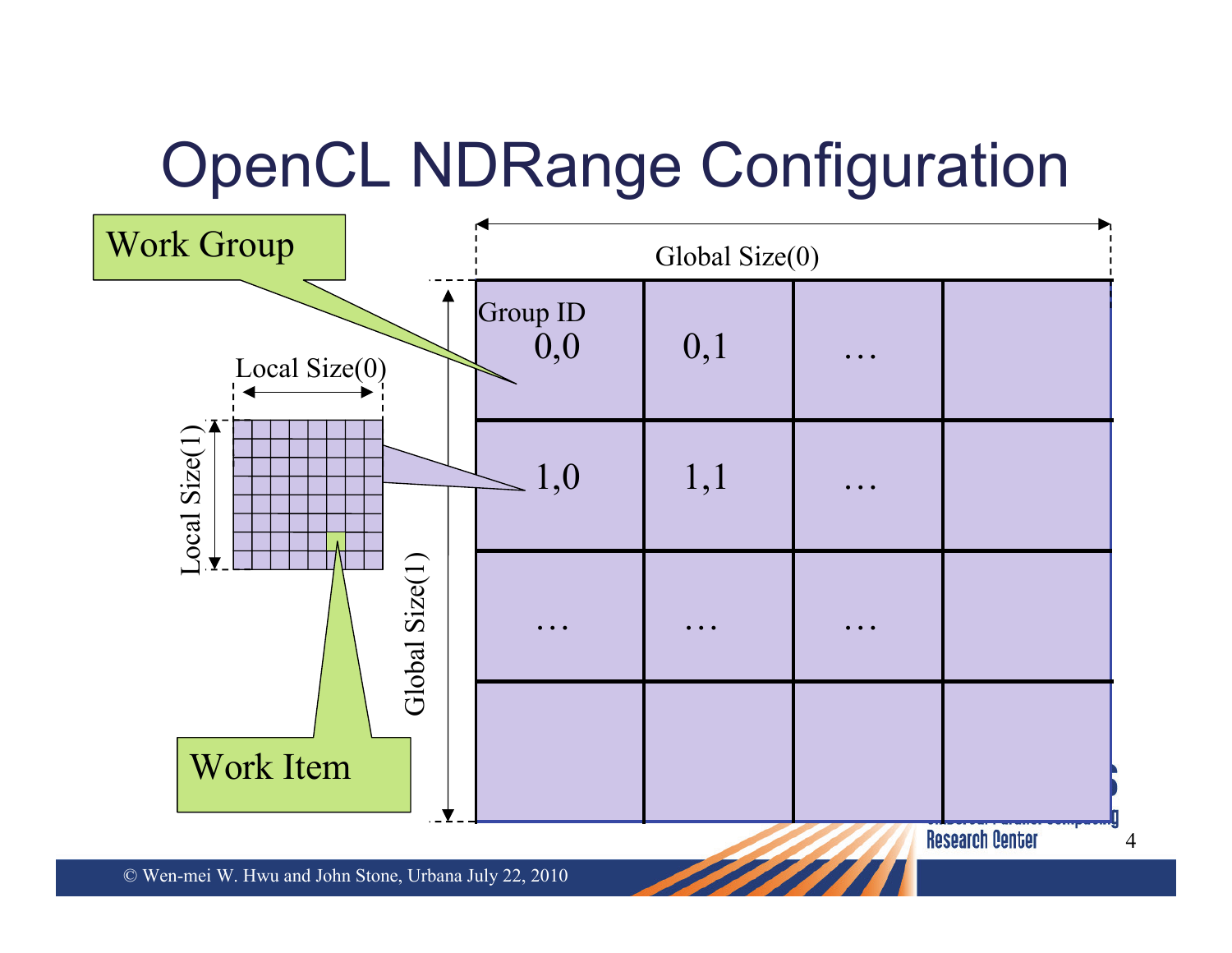# OpenCL NDRange Configuration

Work Group

Global Size(0)

Group ID

| 0,0 | 0,1 | … | |
|---|---|---|---|
| 1,0 | 1,1 | … | |
| … | … | … | |
| | | | |

Local Size(0)

Local Size(1)

Global Size(1)

Work Item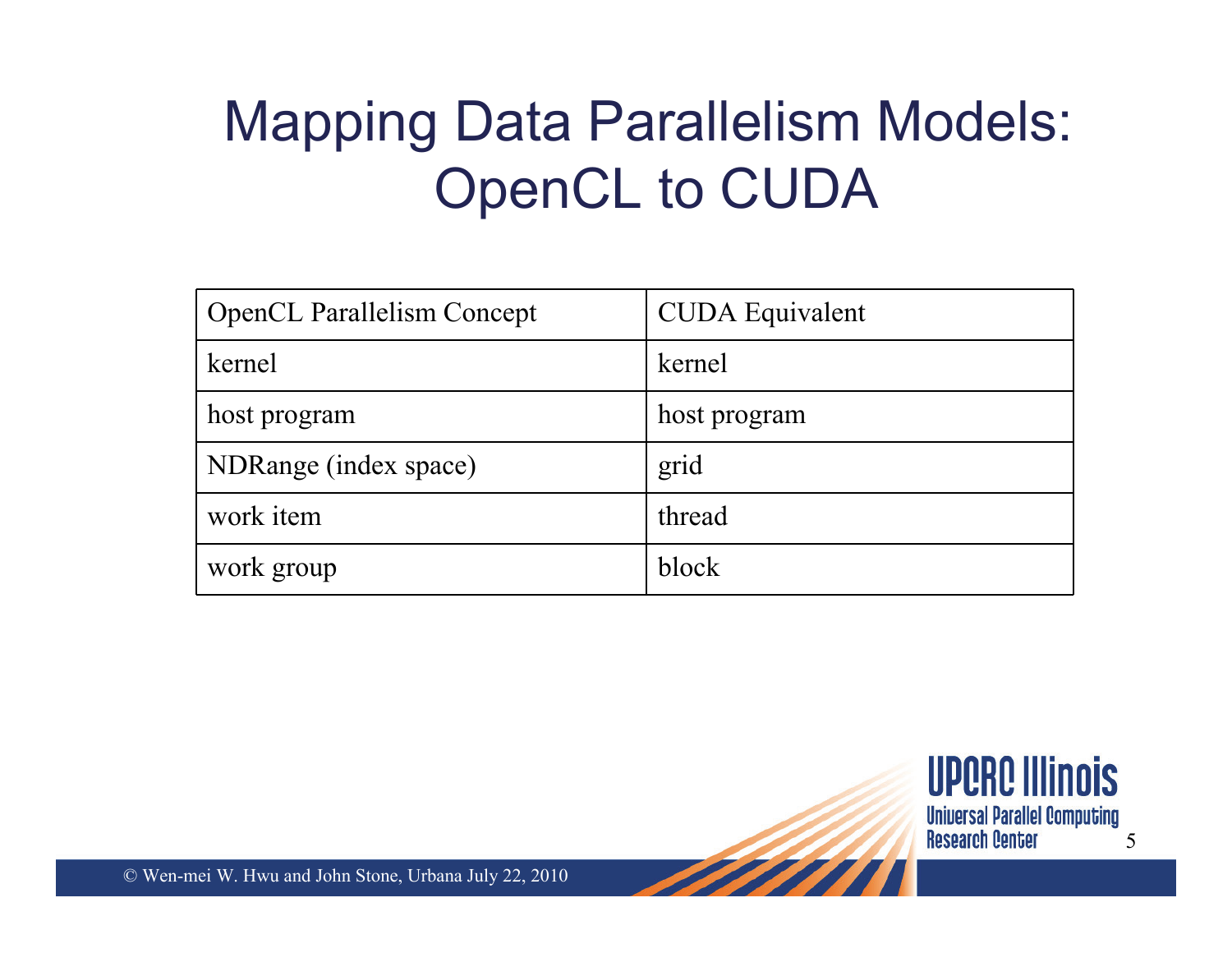# Mapping Data Parallelism Models: OpenCL to CUDA

| OpenCL Parallelism Concept | CUDA Equivalent |
|---|---|
| kernel | kernel |
| host program | host program |
| NDRange (index space) | grid |
| work item | thread |
| work group | block |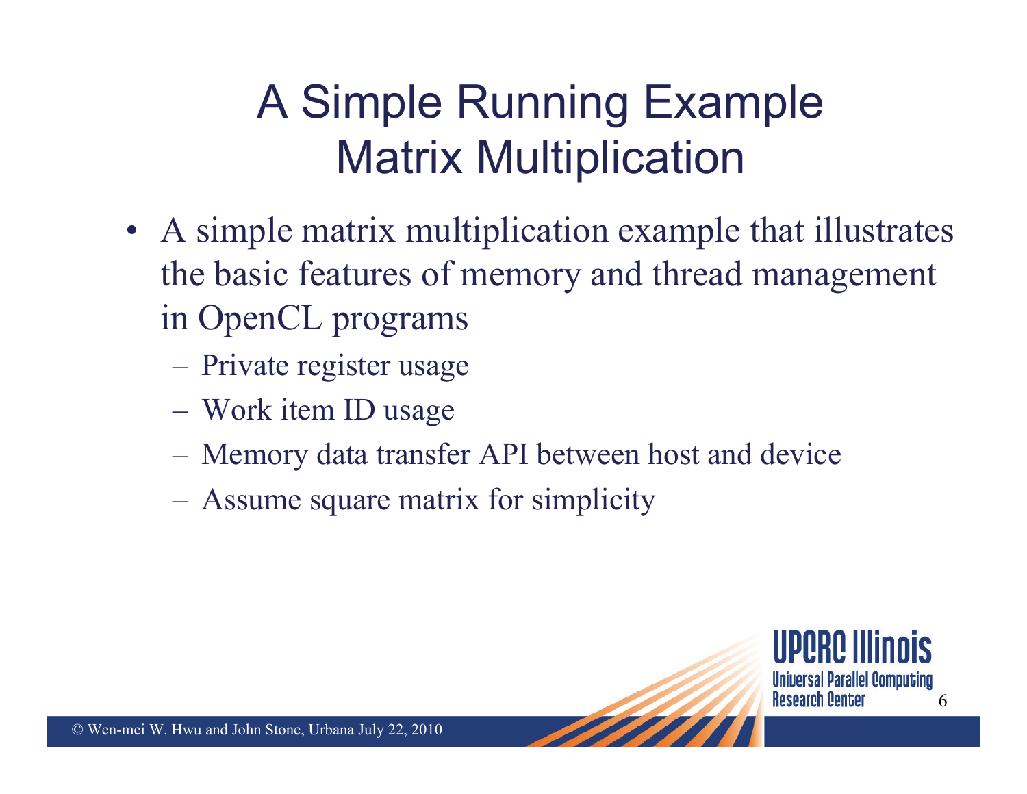# A Simple Running Example Matrix Multiplication

- A simple matrix multiplication example that illustrates the basic features of memory and thread management in OpenCL programs
  - Private register usage
  - Work item ID usage
  - Memory data transfer API between host and device
  - Assume square matrix for simplicity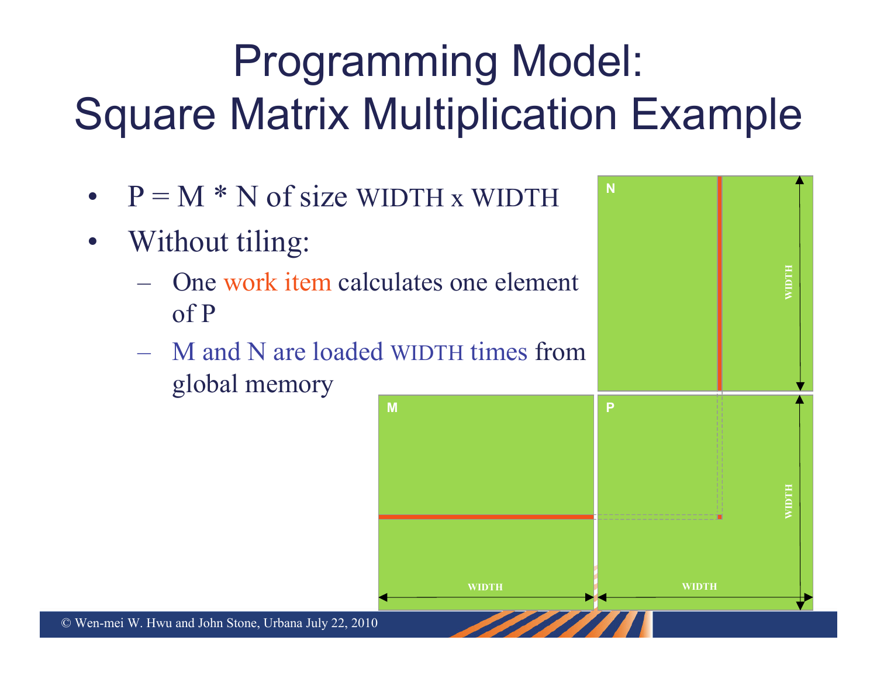# Programming Model: Square Matrix Multiplication Example

- P = M * N of size WIDTH x WIDTH
- Without tiling:
  - One work item calculates one element of P
  - M and N are loaded WIDTH times from global memory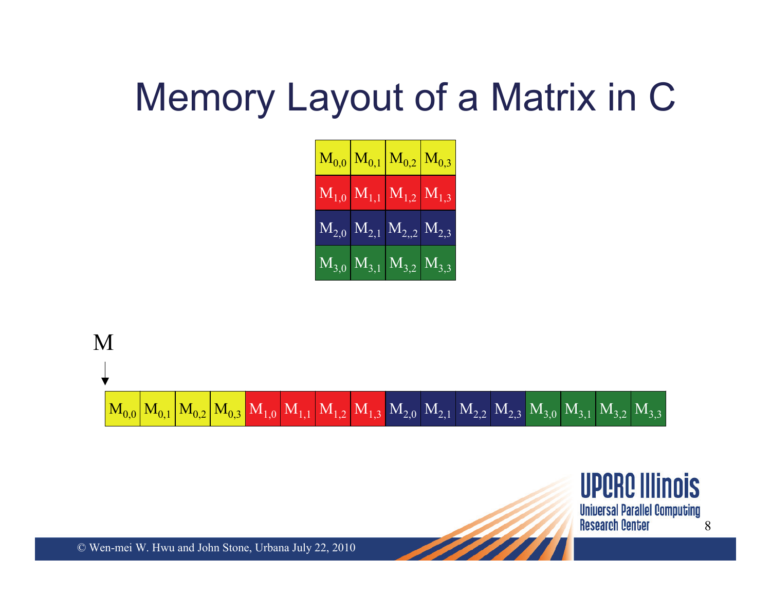# Memory Layout of a Matrix in C

| $M_{0,0}$ | $M_{0,1}$ | $M_{0,2}$ | $M_{0,3}$ |
|---|---|---|---|
| $M_{1,0}$ | $M_{1,1}$ | $M_{1,2}$ | $M_{1,3}$ |
| $M_{2,0}$ | $M_{2,1}$ | $M_{2,,2}$ | $M_{2,3}$ |
| $M_{3,0}$ | $M_{3,1}$ | $M_{3,2}$ | $M_{3,3}$ |

M

↓

| $M_{0,0}$ | $M_{0,1}$ | $M_{0,2}$ | $M_{0,3}$ | $M_{1,0}$ | $M_{1,1}$ | $M_{1,2}$ | $M_{1,3}$ | $M_{2,0}$ | $M_{2,1}$ | $M_{2,2}$ | $M_{2,3}$ | $M_{3,0}$ | $M_{3,1}$ | $M_{3,2}$ | $M_{3,3}$ |
|---|---|---|---|---|---|---|---|---|---|---|---|---|---|---|---|

© Wen-mei W. Hwu and John Stone, Urbana July 22, 2010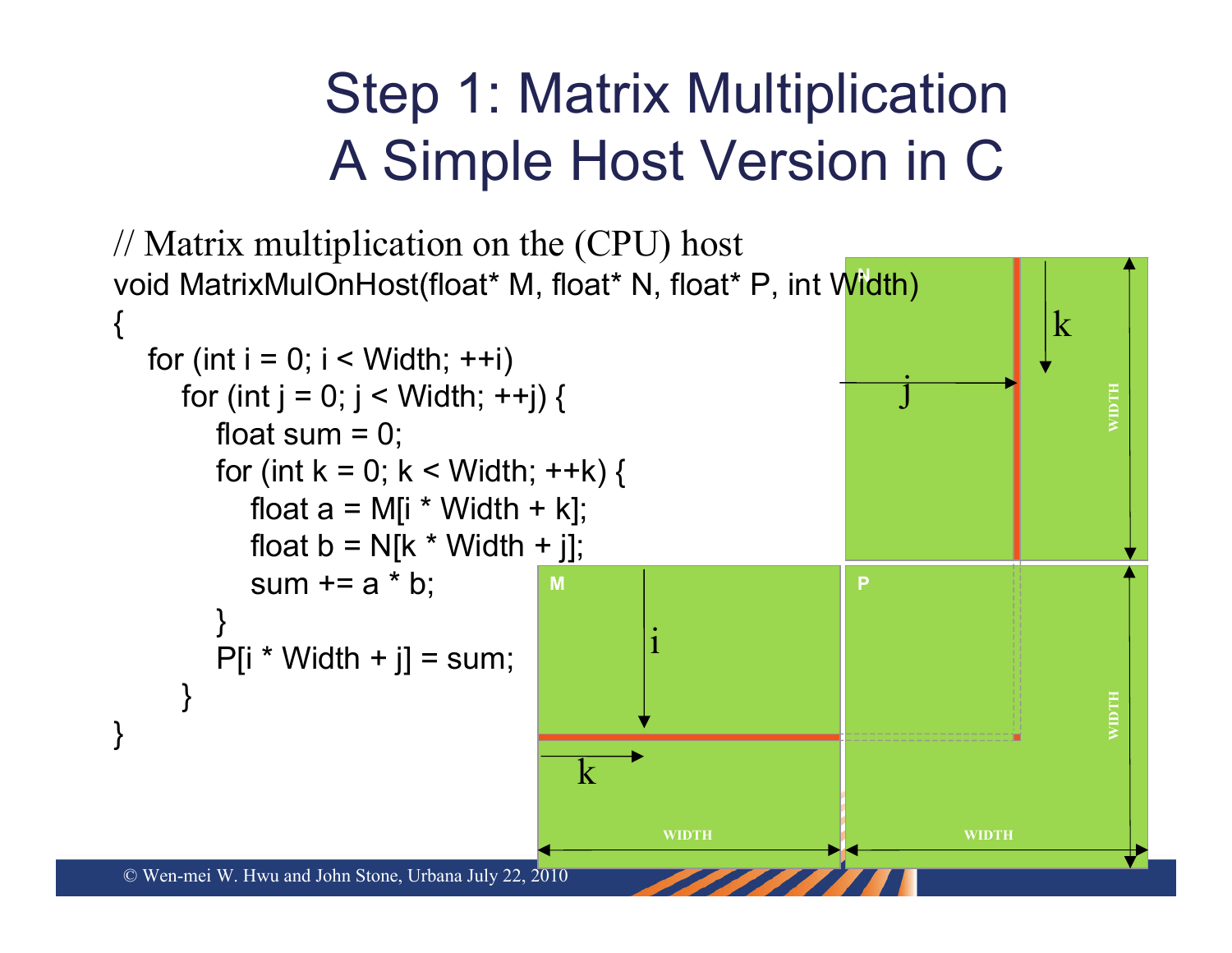# Step 1: Matrix Multiplication A Simple Host Version in C

```
// Matrix multiplication on the (CPU) host
void MatrixMulOnHost(float* M, float* N, float* P, int Width)
{
   for (int i = 0; i < Width; ++i)
      for (int j = 0; j < Width; ++j) {
         float sum = 0;
         for (int k = 0; k < Width; ++k) {
            float a = M[i * Width + k];
            float b = N[k * Width + j];
            sum += a * b;
         }
         P[i * Width + j] = sum;
      }
}
```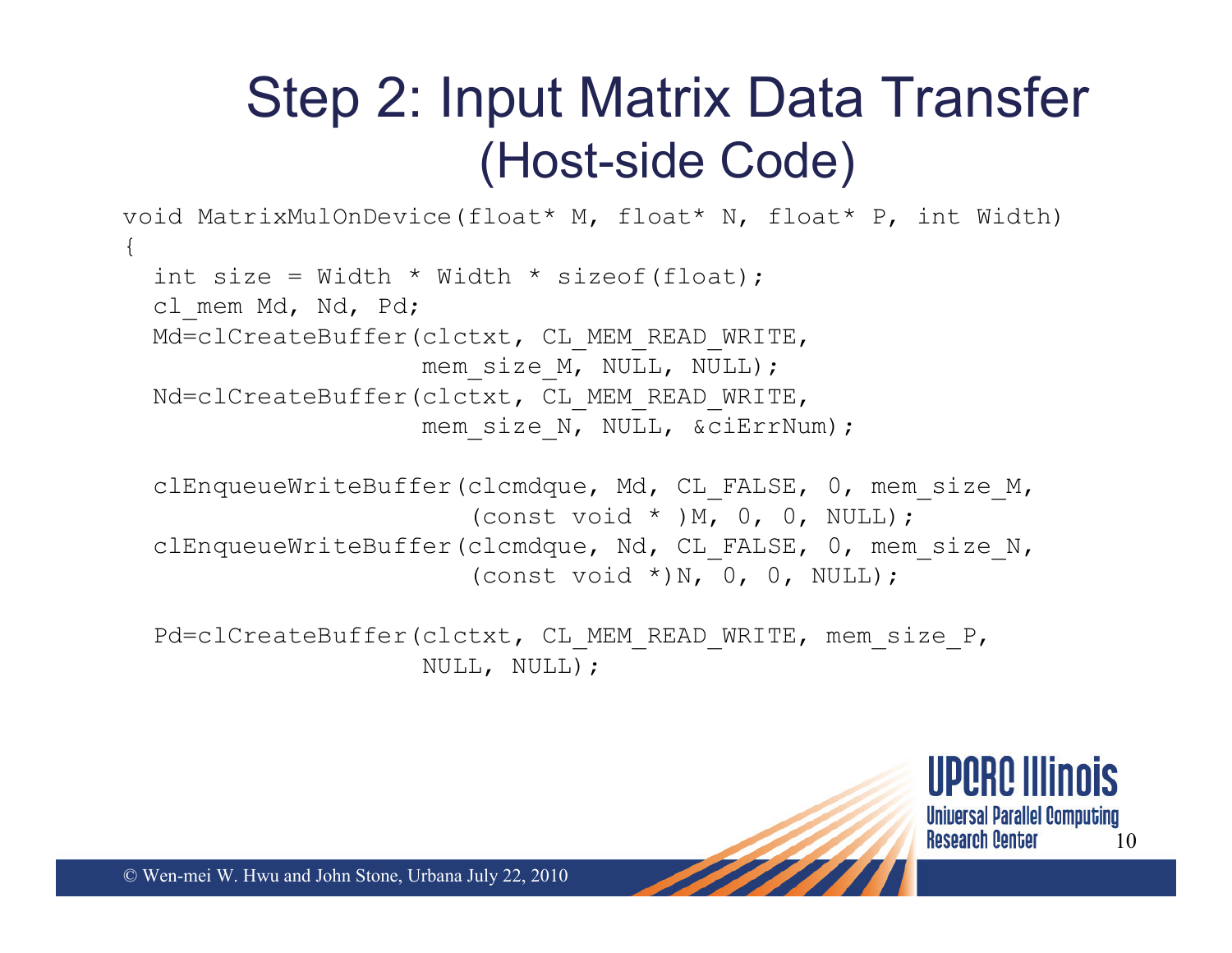# Step 2: Input Matrix Data Transfer (Host-side Code)

```
void MatrixMulOnDevice(float* M, float* N, float* P, int Width)
{
  int size = Width * Width * sizeof(float);
  cl_mem Md, Nd, Pd;
  Md=clCreateBuffer(clctxt, CL_MEM_READ_WRITE,
                    mem_size_M, NULL, NULL);
  Nd=clCreateBuffer(clctxt, CL_MEM_READ_WRITE,
                    mem_size_N, NULL, &ciErrNum);

  clEnqueueWriteBuffer(clcmdque, Md, CL_FALSE, 0, mem_size_M,
                       (const void * )M, 0, 0, NULL);
  clEnqueueWriteBuffer(clcmdque, Nd, CL_FALSE, 0, mem_size_N,
                       (const void *)N, 0, 0, NULL);

  Pd=clCreateBuffer(clctxt, CL_MEM_READ_WRITE, mem_size_P,
                    NULL, NULL);
```

© Wen-mei W. Hwu and John Stone, Urbana July 22, 2010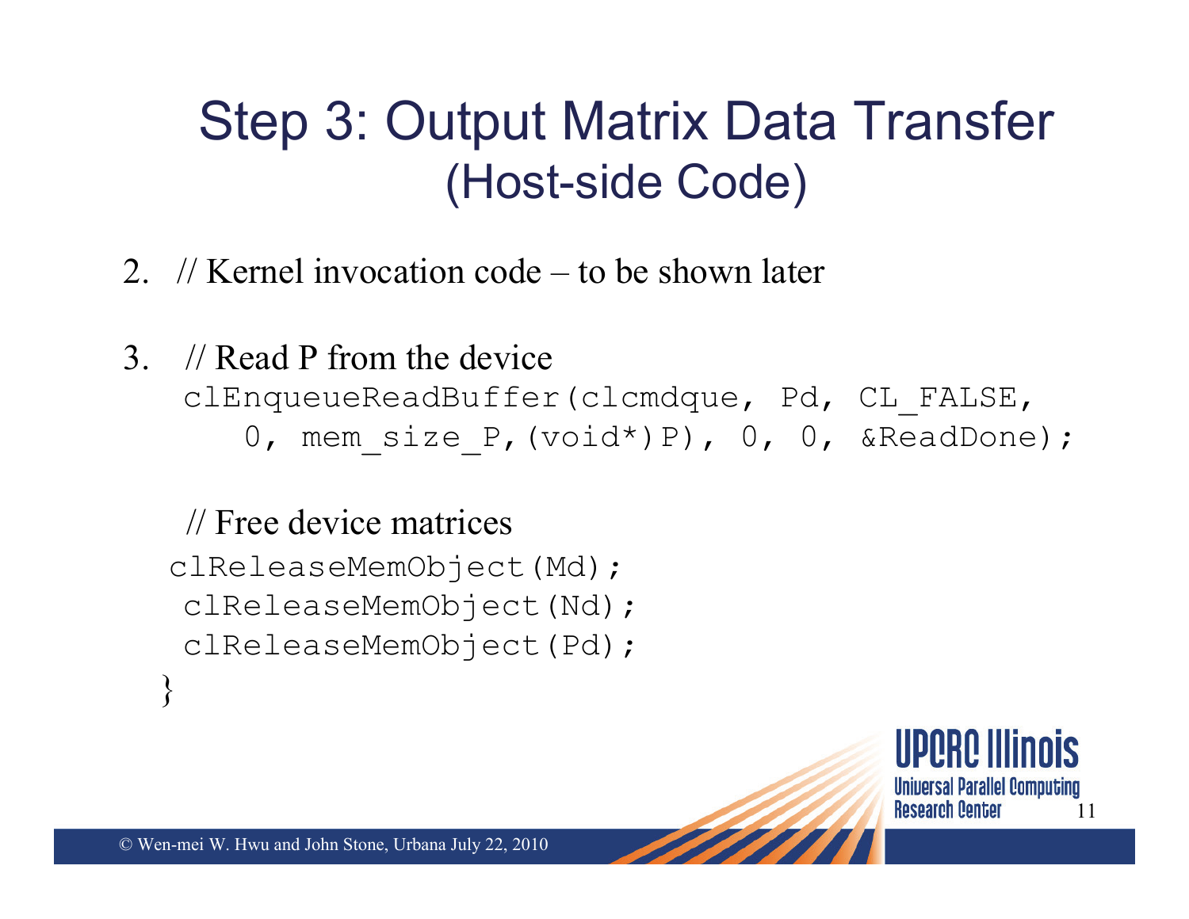# Step 3: Output Matrix Data Transfer (Host-side Code)

2. // Kernel invocation code – to be shown later

3. // Read P from the device

```
clEnqueueReadBuffer(clcmdque, Pd, CL_FALSE,
   0, mem_size_P,(void*)P), 0, 0, &ReadDone);
```

// Free device matrices

```
clReleaseMemObject(Md);
clReleaseMemObject(Nd);
clReleaseMemObject(Pd);
}
```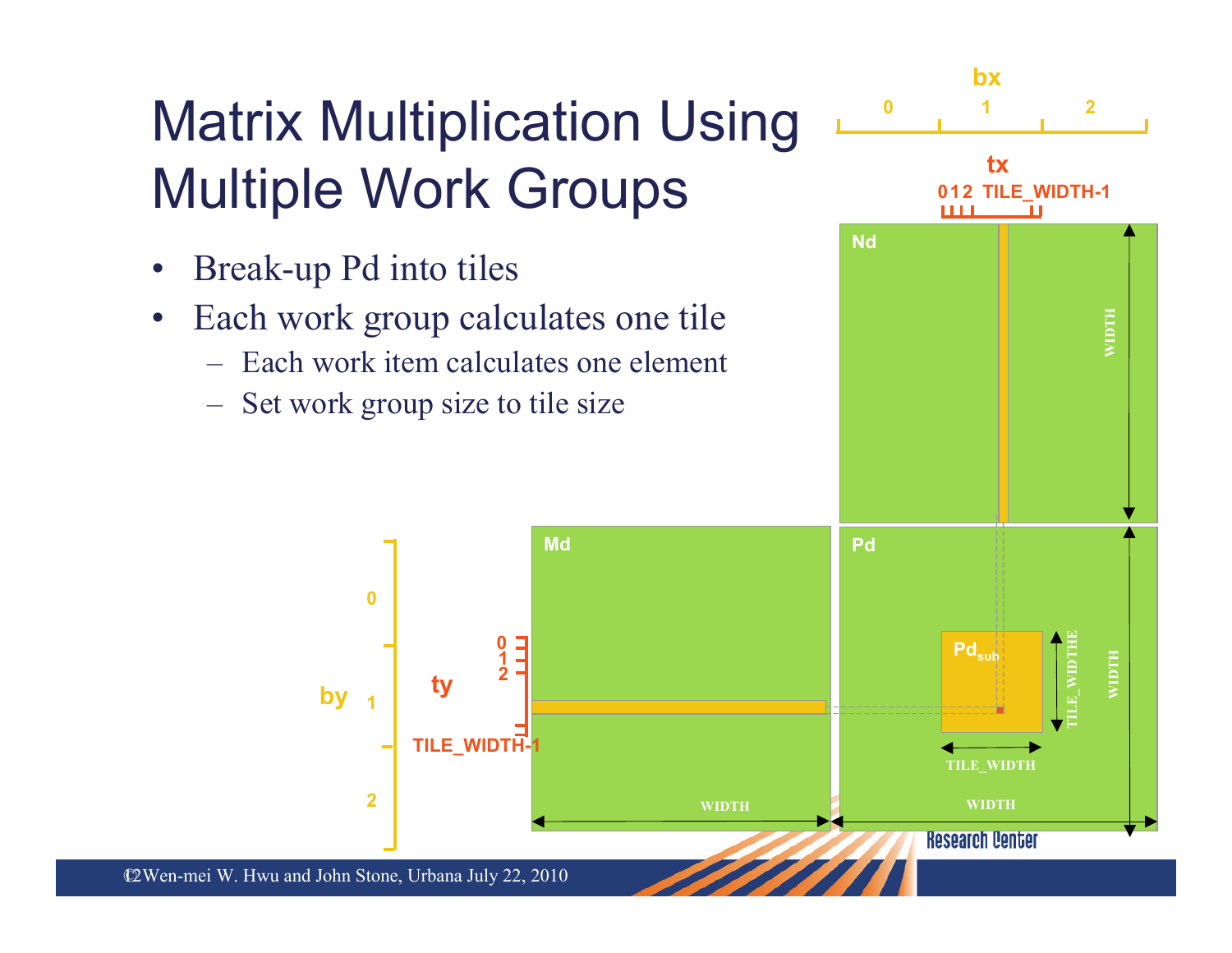# Matrix Multiplication Using Multiple Work Groups

- Break-up Pd into tiles
- Each work group calculates one tile
  - Each work item calculates one element
  - Set work group size to tile size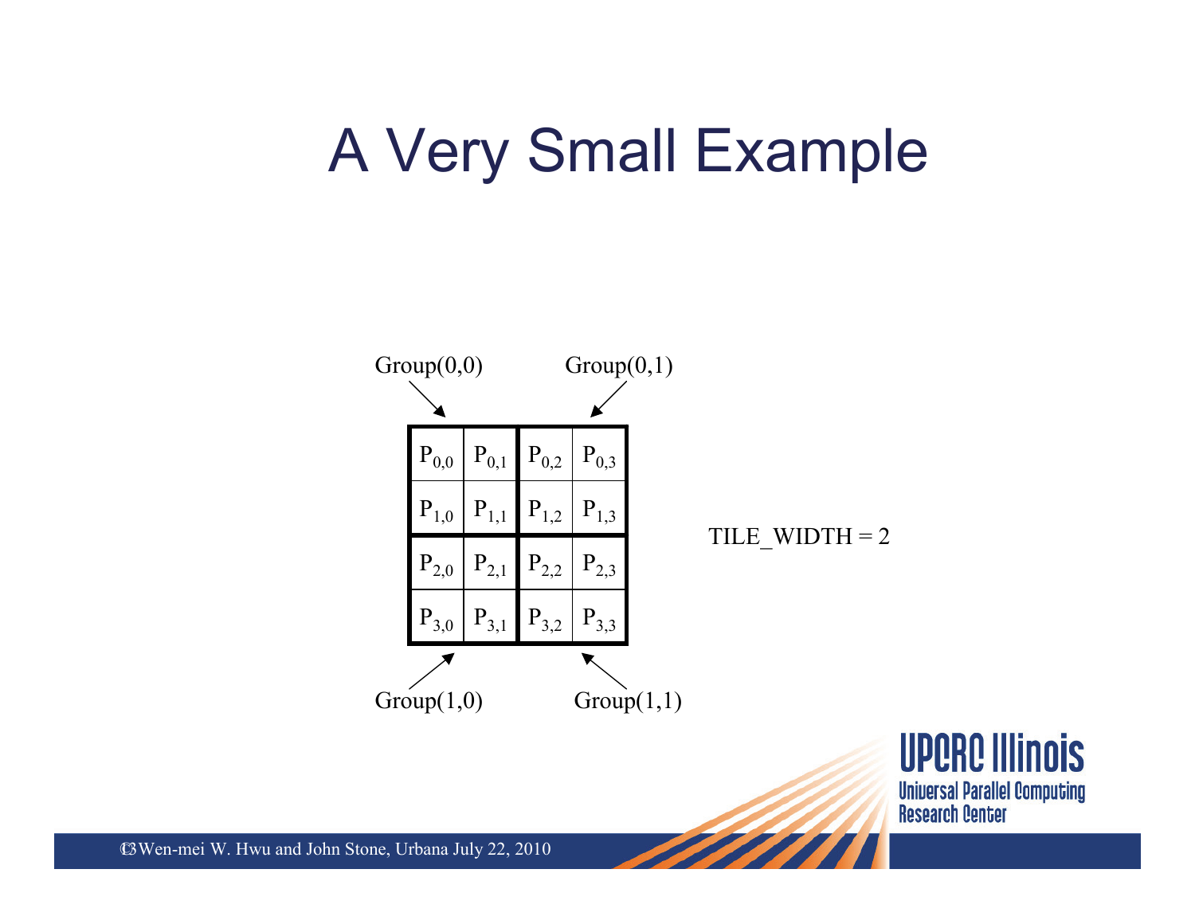# A Very Small Example

Group(0,0) Group(0,1)

| | | | |
|---|---|---|---|
| $P_{0,0}$ | $P_{0,1}$ | $P_{0,2}$ | $P_{0,3}$ |
| $P_{1,0}$ | $P_{1,1}$ | $P_{1,2}$ | $P_{1,3}$ |
| $P_{2,0}$ | $P_{2,1}$ | $P_{2,2}$ | $P_{2,3}$ |
| $P_{3,0}$ | $P_{3,1}$ | $P_{3,2}$ | $P_{3,3}$ |

Group(1,0) Group(1,1)

TILE_WIDTH = 2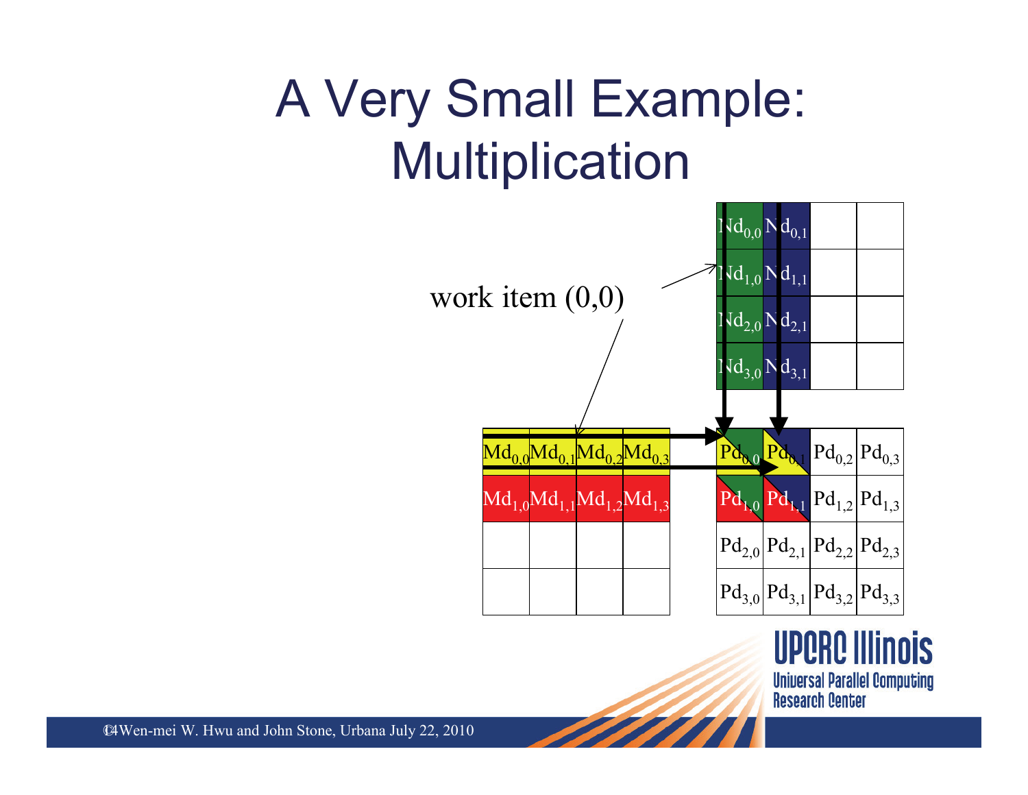# A Very Small Example: Multiplication

work item (0,0)

| | | | |
|---|---|---|---|
| $Nd_{0,0}$ | $Nd_{0,1}$ | | |
| $Nd_{1,0}$ | $Nd_{1,1}$ | | |
| $Nd_{2,0}$ | $Nd_{2,1}$ | | |
| $Nd_{3,0}$ | $Nd_{3,1}$ | | |

| | | | |
|---|---|---|---|
| $Md_{0,0}$ | $Md_{0,1}$ | $Md_{0,2}$ | $Md_{0,3}$ |
| $Md_{1,0}$ | $Md_{1,1}$ | $Md_{1,2}$ | $Md_{1,3}$ |
| | | | |
| | | | |

| | | | |
|---|---|---|---|
| $Pd_{0,0}$ | $Pd_{0,1}$ | $Pd_{0,2}$ | $Pd_{0,3}$ |
| $Pd_{1,0}$ | $Pd_{1,1}$ | $Pd_{1,2}$ | $Pd_{1,3}$ |
| $Pd_{2,0}$ | $Pd_{2,1}$ | $Pd_{2,2}$ | $Pd_{2,3}$ |
| $Pd_{3,0}$ | $Pd_{3,1}$ | $Pd_{3,2}$ | $Pd_{3,3}$ |

©Wen-mei W. Hwu and John Stone, Urbana July 22, 2010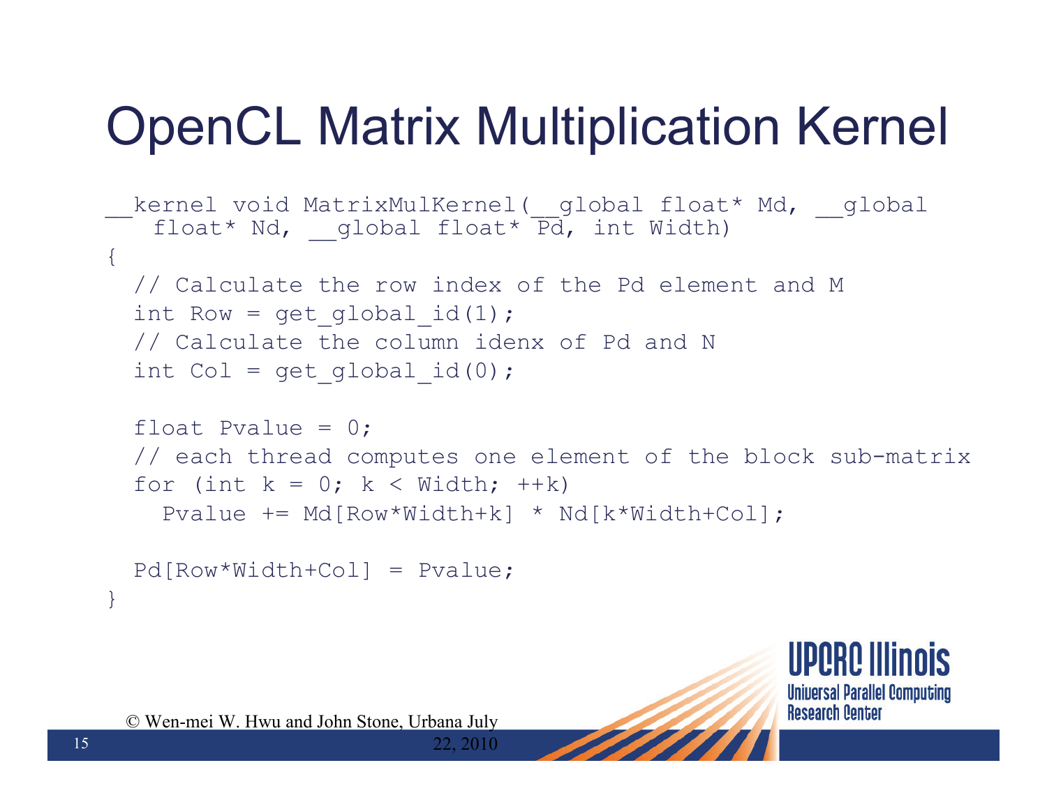# OpenCL Matrix Multiplication Kernel

```
__kernel void MatrixMulKernel(__global float* Md, __global
   float* Nd, __global float* Pd, int Width)
{
  // Calculate the row index of the Pd element and M
  int Row = get_global_id(1);
  // Calculate the column idenx of Pd and N
  int Col = get_global_id(0);

  float Pvalue = 0;
  // each thread computes one element of the block sub-matrix
  for (int k = 0; k < Width; ++k)
    Pvalue += Md[Row*Width+k] * Nd[k*Width+Col];

  Pd[Row*Width+Col] = Pvalue;
}
```

© Wen-mei W. Hwu and John Stone, Urbana July 22, 2010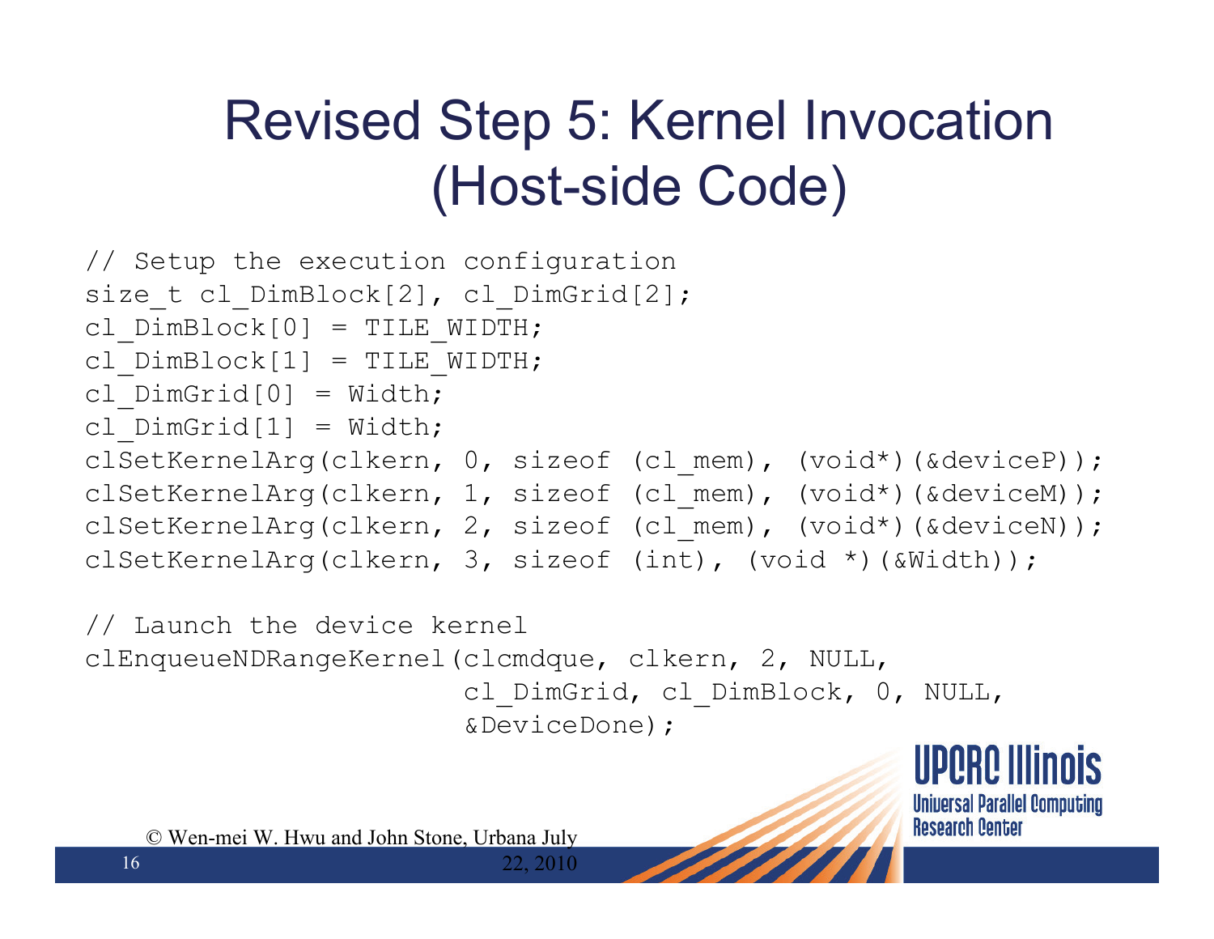# Revised Step 5: Kernel Invocation (Host-side Code)

```
// Setup the execution configuration
size_t cl_DimBlock[2], cl_DimGrid[2];
cl_DimBlock[0] = TILE_WIDTH;
cl_DimBlock[1] = TILE_WIDTH;
cl_DimGrid[0] = Width;
cl_DimGrid[1] = Width;
clSetKernelArg(clkern, 0, sizeof (cl_mem), (void*)(&deviceP));
clSetKernelArg(clkern, 1, sizeof (cl_mem), (void*)(&deviceM));
clSetKernelArg(clkern, 2, sizeof (cl_mem), (void*)(&deviceN));
clSetKernelArg(clkern, 3, sizeof (int), (void *)(&Width));

// Launch the device kernel
clEnqueueNDRangeKernel(clcmdque, clkern, 2, NULL,
                       cl_DimGrid, cl_DimBlock, 0, NULL,
                       &DeviceDone);
```

© Wen-mei W. Hwu and John Stone, Urbana July 22, 2010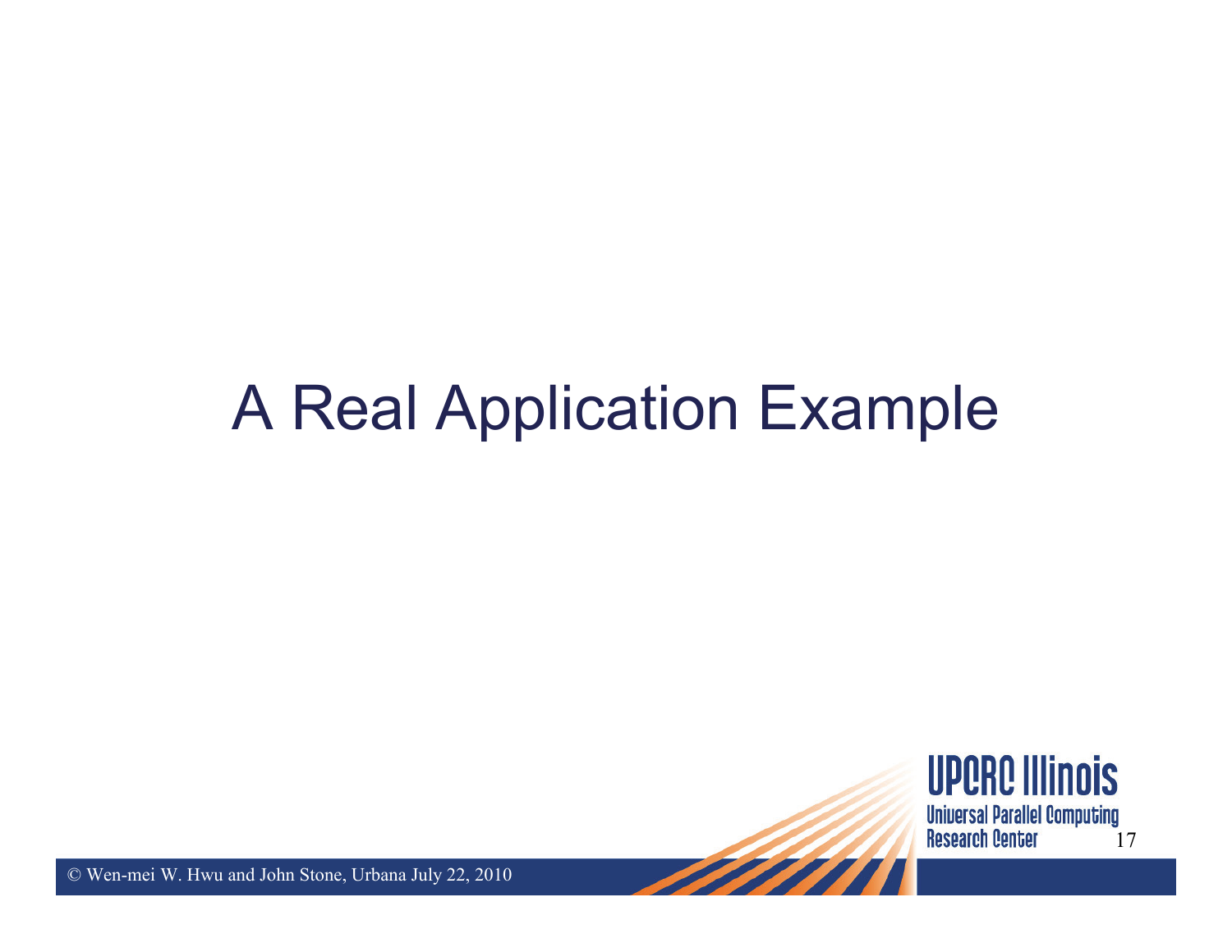# A Real Application Example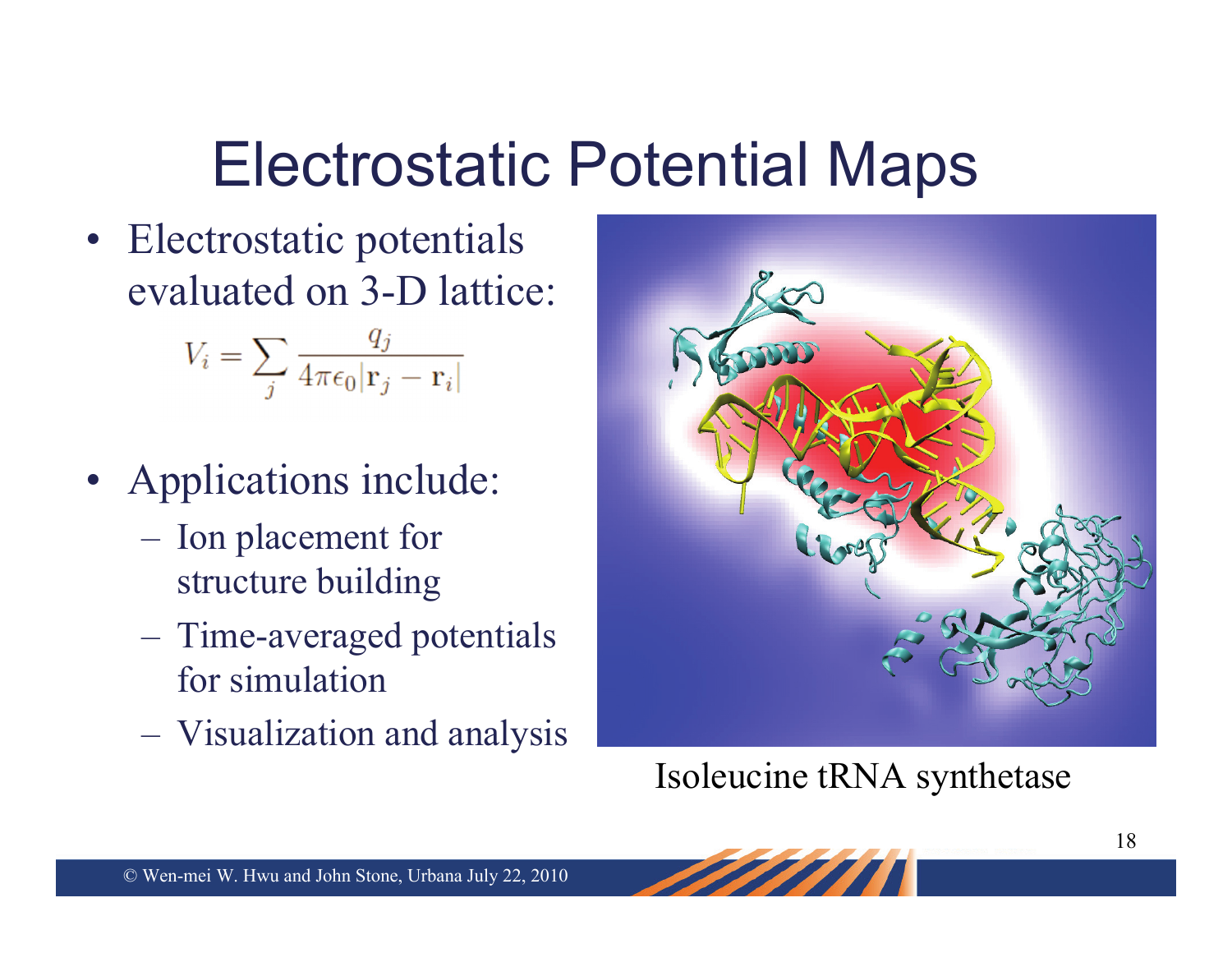# Electrostatic Potential Maps

- Electrostatic potentials evaluated on 3-D lattice:

$$V_i = \sum_j \frac{q_j}{4\pi\epsilon_0 |\mathbf{r}_j - \mathbf{r}_i|}$$

- Applications include:
  - Ion placement for structure building
  - Time-averaged potentials for simulation
  - Visualization and analysis

Isoleucine tRNA synthetase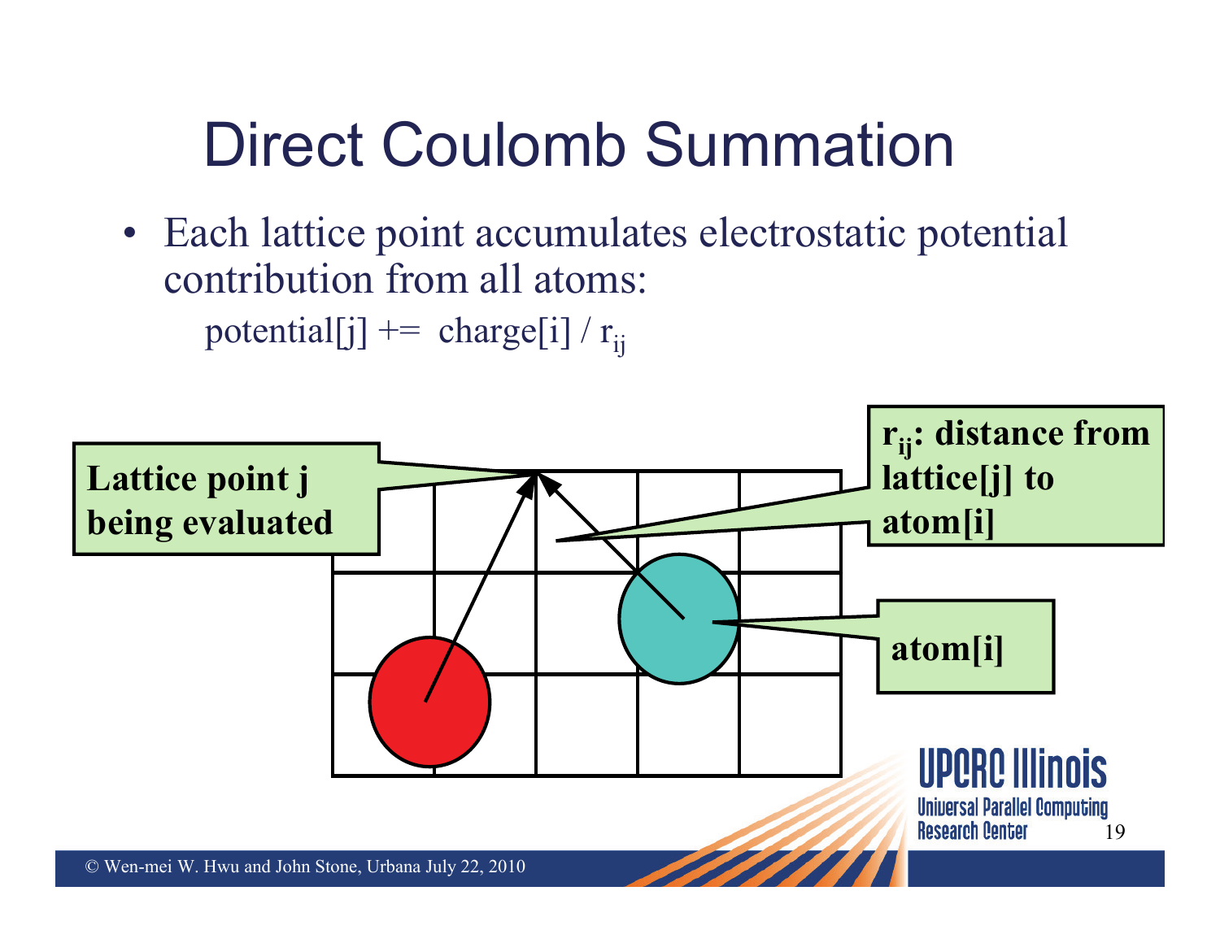# Direct Coulomb Summation

- Each lattice point accumulates electrostatic potential contribution from all atoms:

  potential[j] += charge[i] / $r_{ij}$

Lattice point j being evaluated

$r_{ij}$: distance from lattice[j] to atom[i]

atom[i]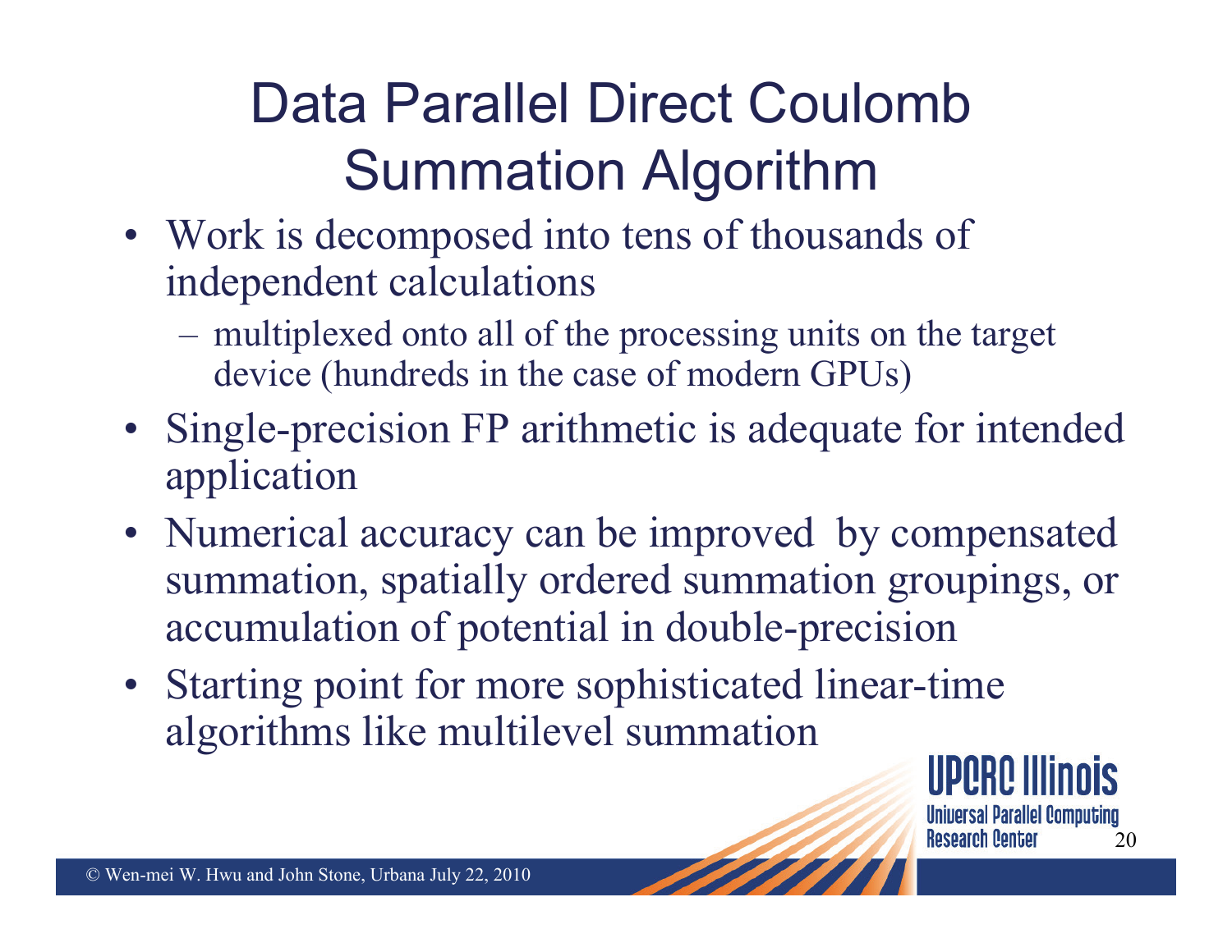# Data Parallel Direct Coulomb Summation Algorithm

- Work is decomposed into tens of thousands of independent calculations
  - multiplexed onto all of the processing units on the target device (hundreds in the case of modern GPUs)
- Single-precision FP arithmetic is adequate for intended application
- Numerical accuracy can be improved by compensated summation, spatially ordered summation groupings, or accumulation of potential in double-precision
- Starting point for more sophisticated linear-time algorithms like multilevel summation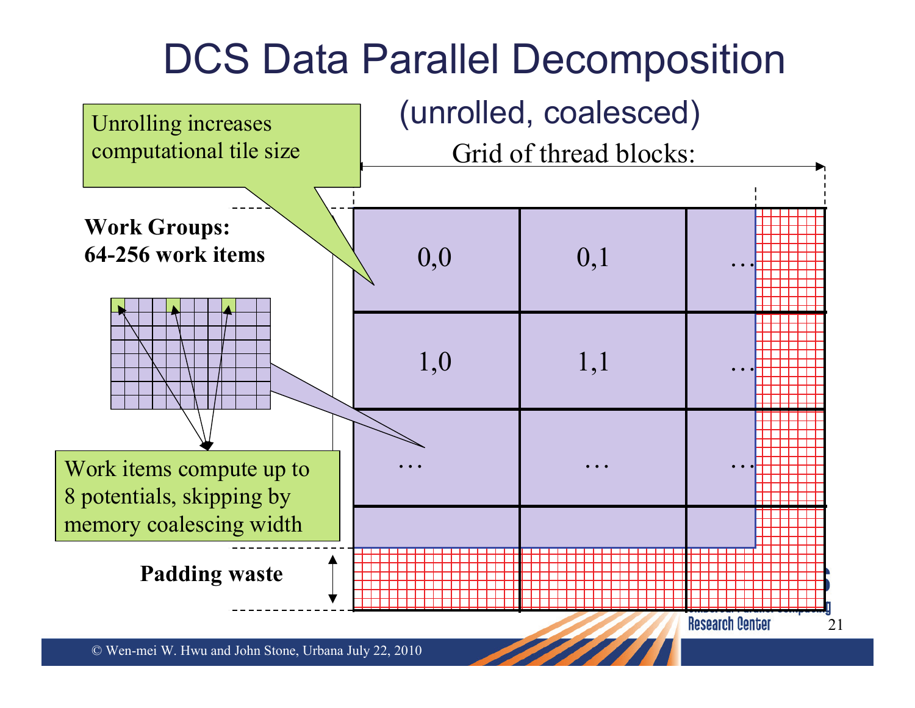# DCS Data Parallel Decomposition

(unrolled, coalesced)

Unrolling increases computational tile size

Grid of thread blocks:

**Work Groups: 64-256 work items**

| 0,0 | 0,1 | … |
|---|---|---|
| 1,0 | 1,1 | … |
| … | … | … |

Work items compute up to 8 potentials, skipping by memory coalescing width

**Padding waste**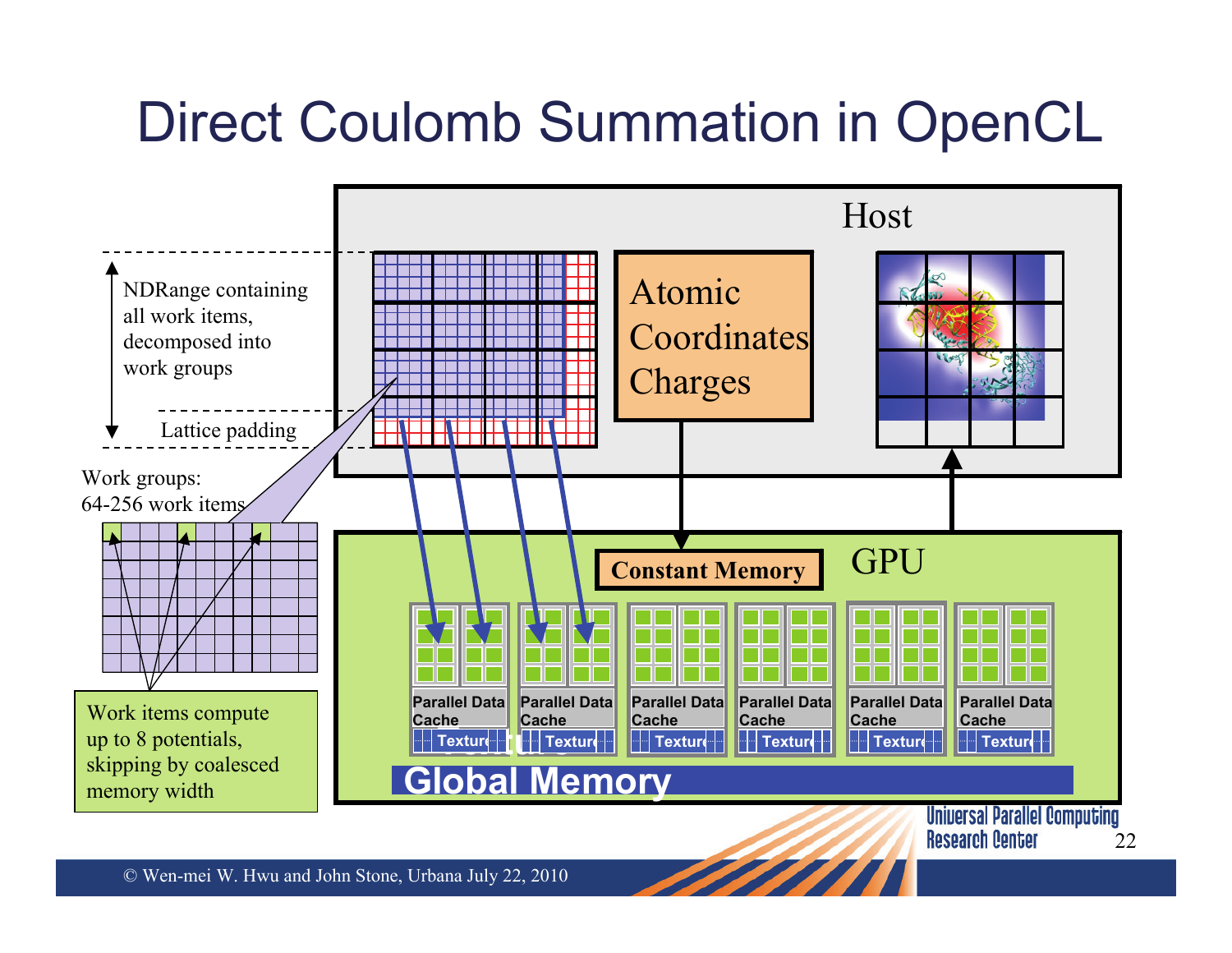# Direct Coulomb Summation in OpenCL

Host

NDRange containing all work items, decomposed into work groups

Lattice padding

Work groups: 64-256 work items

Atomic Coordinates Charges

Constant Memory

GPU

Parallel Data Cache

Texture

Global Memory

Work items compute up to 8 potentials, skipping by coalesced memory width

© Wen-mei W. Hwu and John Stone, Urbana July 22, 2010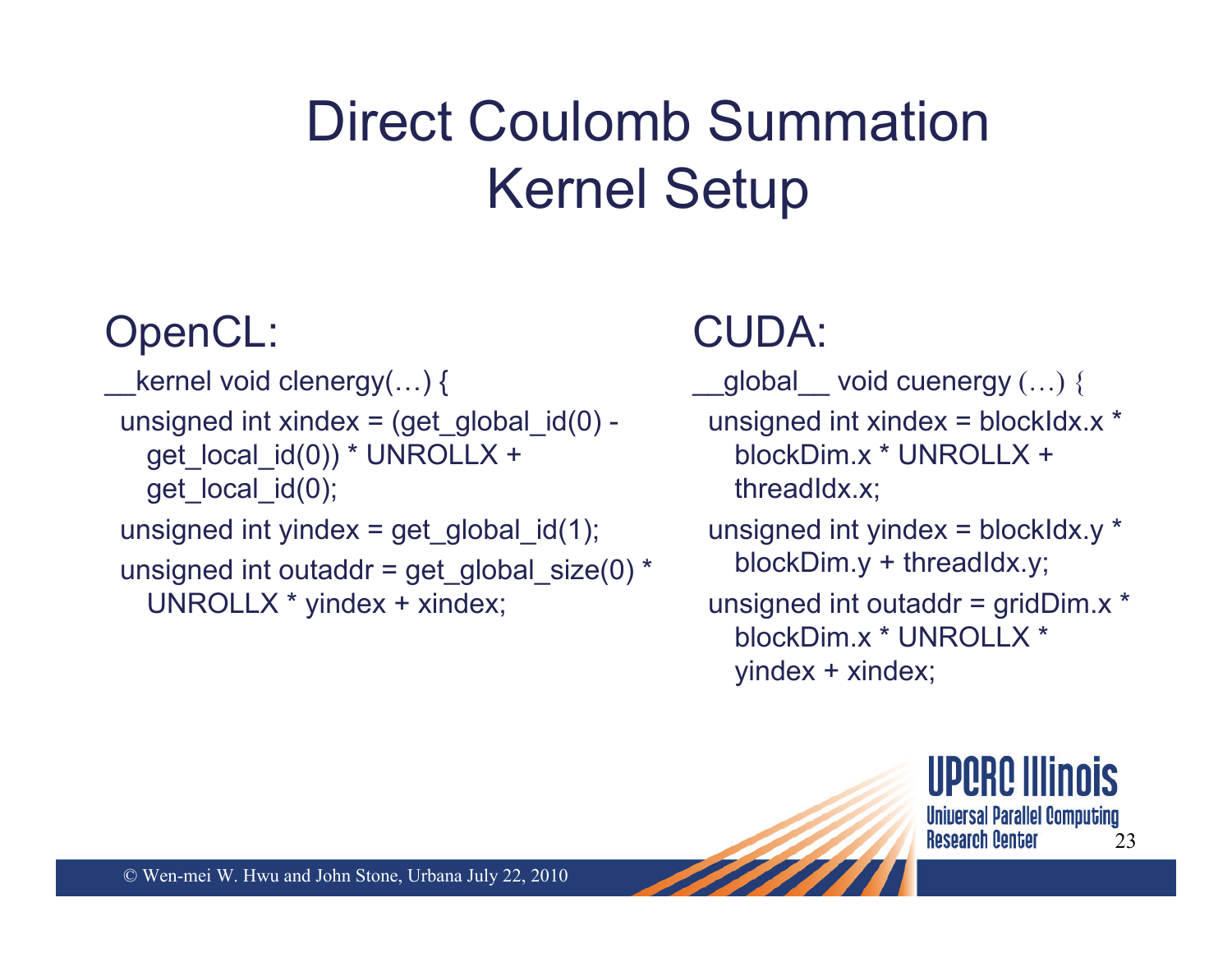# Direct Coulomb Summation Kernel Setup

## OpenCL:

```
__kernel void clenergy(…) {
  unsigned int xindex = (get_global_id(0) -
     get_local_id(0)) * UNROLLX +
     get_local_id(0);
  unsigned int yindex = get_global_id(1);
  unsigned int outaddr = get_global_size(0) *
     UNROLLX * yindex + xindex;
```

## CUDA:

```
__global__ void cuenergy (…) {
  unsigned int xindex = blockIdx.x *
     blockDim.x * UNROLLX +
     threadIdx.x;
  unsigned int yindex = blockIdx.y *
     blockDim.y + threadIdx.y;
  unsigned int outaddr = gridDim.x *
     blockDim.x * UNROLLX *
     yindex + xindex;
```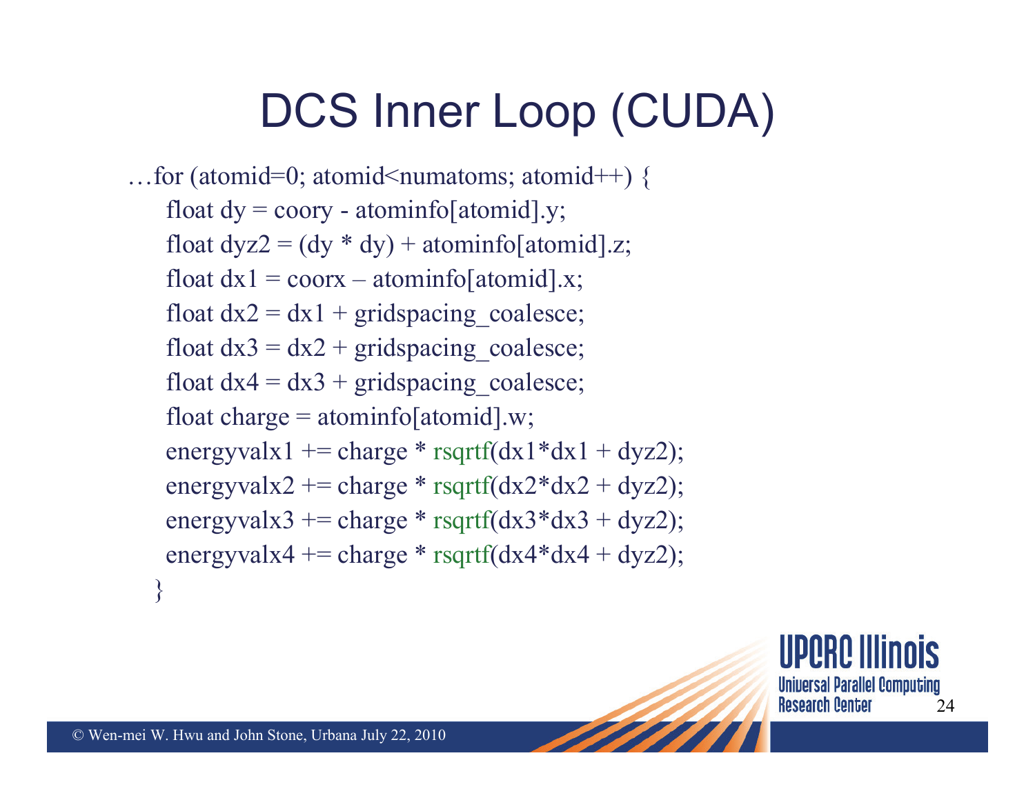# DCS Inner Loop (CUDA)

```
…for (atomid=0; atomid<numatoms; atomid++) {
    float dy = coory - atominfo[atomid].y;
    float dyz2 = (dy * dy) + atominfo[atomid].z;
    float dx1 = coorx – atominfo[atomid].x;
    float dx2 = dx1 + gridspacing_coalesce;
    float dx3 = dx2 + gridspacing_coalesce;
    float dx4 = dx3 + gridspacing_coalesce;
    float charge = atominfo[atomid].w;
    energyvalx1 += charge * rsqrtf(dx1*dx1 + dyz2);
    energyvalx2 += charge * rsqrtf(dx2*dx2 + dyz2);
    energyvalx3 += charge * rsqrtf(dx3*dx3 + dyz2);
    energyvalx4 += charge * rsqrtf(dx4*dx4 + dyz2);
  }
```

© Wen-mei W. Hwu and John Stone, Urbana July 22, 2010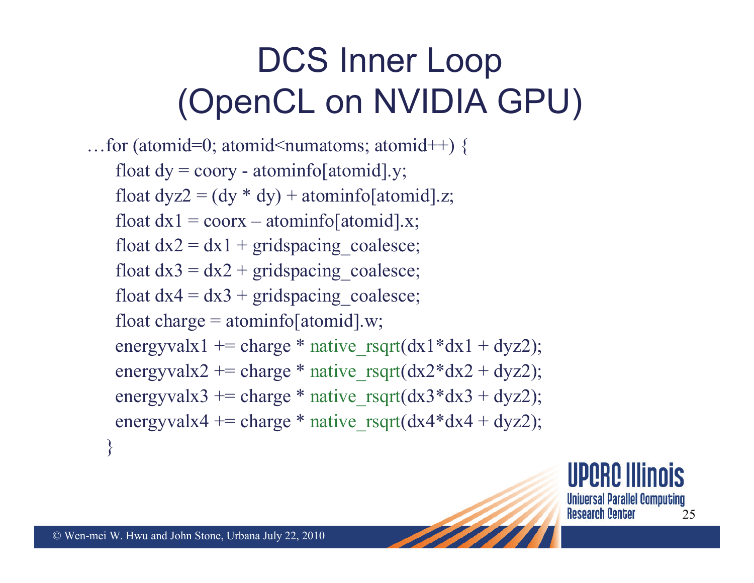# DCS Inner Loop (OpenCL on NVIDIA GPU)

```
…for (atomid=0; atomid<numatoms; atomid++) {
    float dy = coory - atominfo[atomid].y;
    float dyz2 = (dy * dy) + atominfo[atomid].z;
    float dx1 = coorx – atominfo[atomid].x;
    float dx2 = dx1 + gridspacing_coalesce;
    float dx3 = dx2 + gridspacing_coalesce;
    float dx4 = dx3 + gridspacing_coalesce;
    float charge = atominfo[atomid].w;
    energyvalx1 += charge * native_rsqrt(dx1*dx1 + dyz2);
    energyvalx2 += charge * native_rsqrt(dx2*dx2 + dyz2);
    energyvalx3 += charge * native_rsqrt(dx3*dx3 + dyz2);
    energyvalx4 += charge * native_rsqrt(dx4*dx4 + dyz2);
}
```

UPCRC Illinois
Universal Parallel Computing Research Center

© Wen-mei W. Hwu and John Stone, Urbana July 22, 2010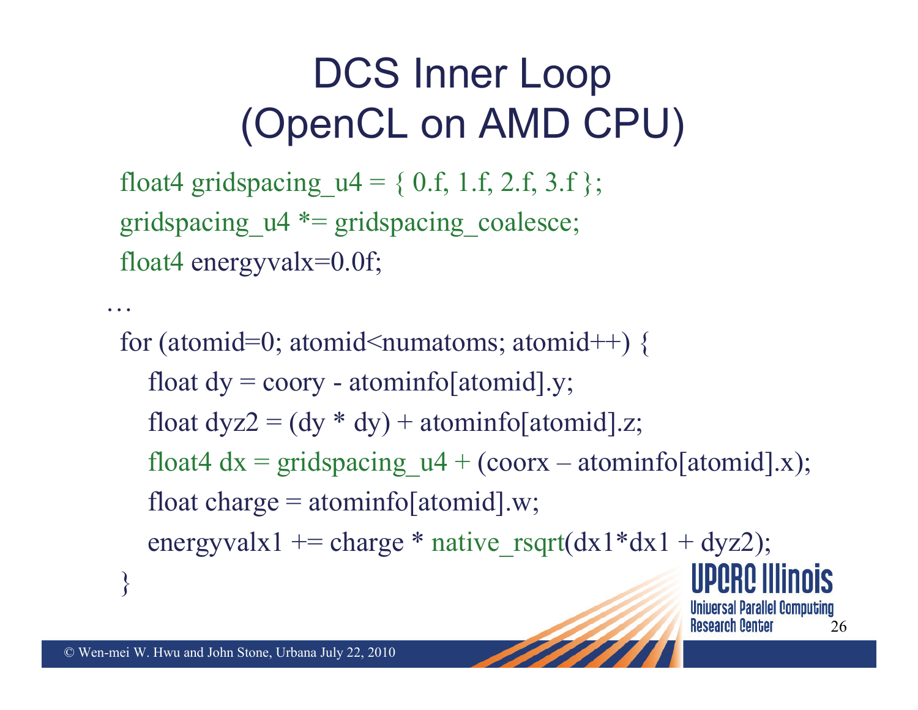# DCS Inner Loop (OpenCL on AMD CPU)

```
float4 gridspacing_u4 = { 0.f, 1.f, 2.f, 3.f };
gridspacing_u4 *= gridspacing_coalesce;
float4 energyvalx=0.0f;

…
for (atomid=0; atomid<numatoms; atomid++) {
   float dy = coory - atominfo[atomid].y;
   float dyz2 = (dy * dy) + atominfo[atomid].z;
   float4 dx = gridspacing_u4 + (coorx – atominfo[atomid].x);
   float charge = atominfo[atomid].w;
   energyvalx1 += charge * native_rsqrt(dx1*dx1 + dyz2);
}
```

© Wen-mei W. Hwu and John Stone, Urbana July 22, 2010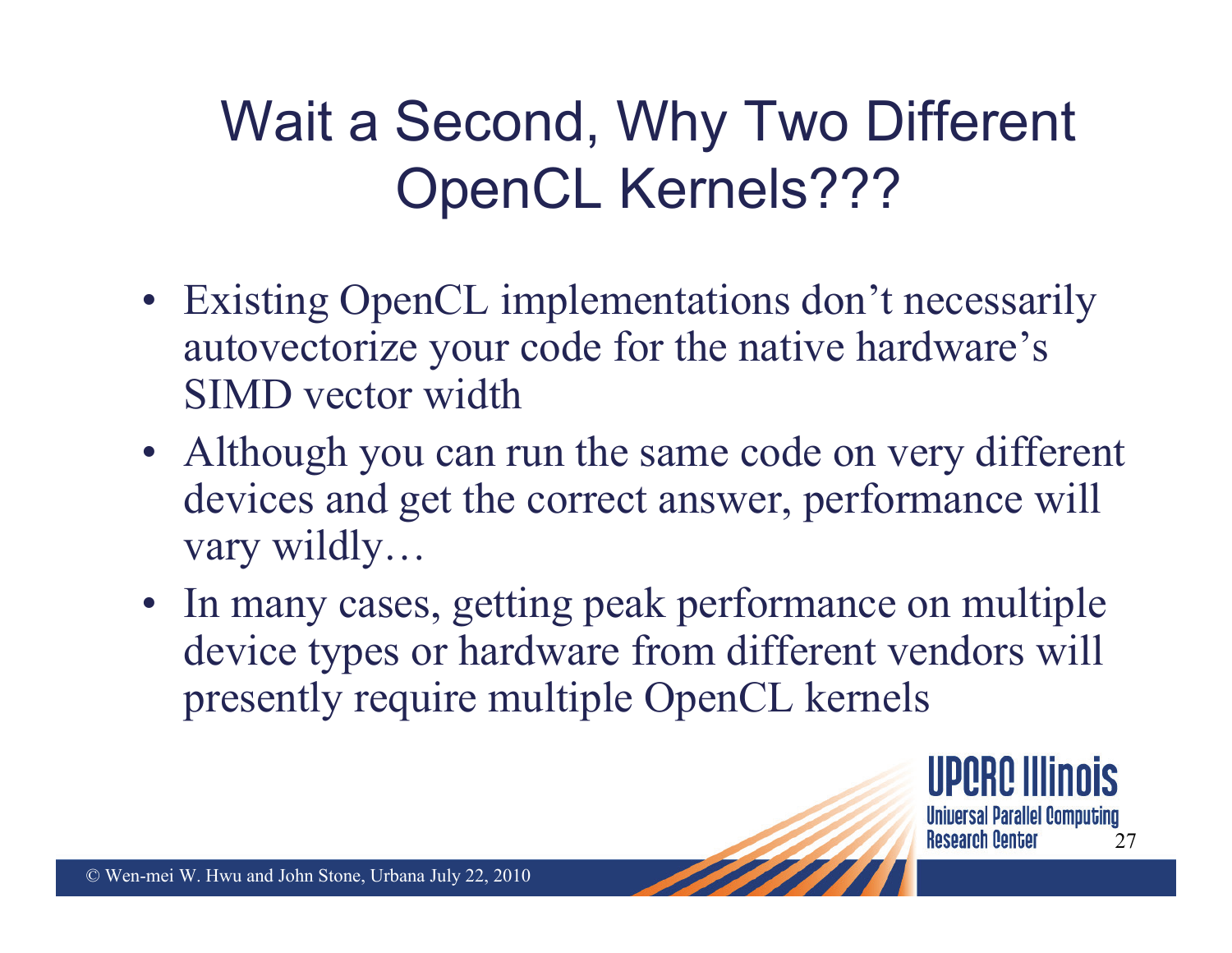# Wait a Second, Why Two Different OpenCL Kernels???

- Existing OpenCL implementations don't necessarily autovectorize your code for the native hardware's SIMD vector width
- Although you can run the same code on very different devices and get the correct answer, performance will vary wildly…
- In many cases, getting peak performance on multiple device types or hardware from different vendors will presently require multiple OpenCL kernels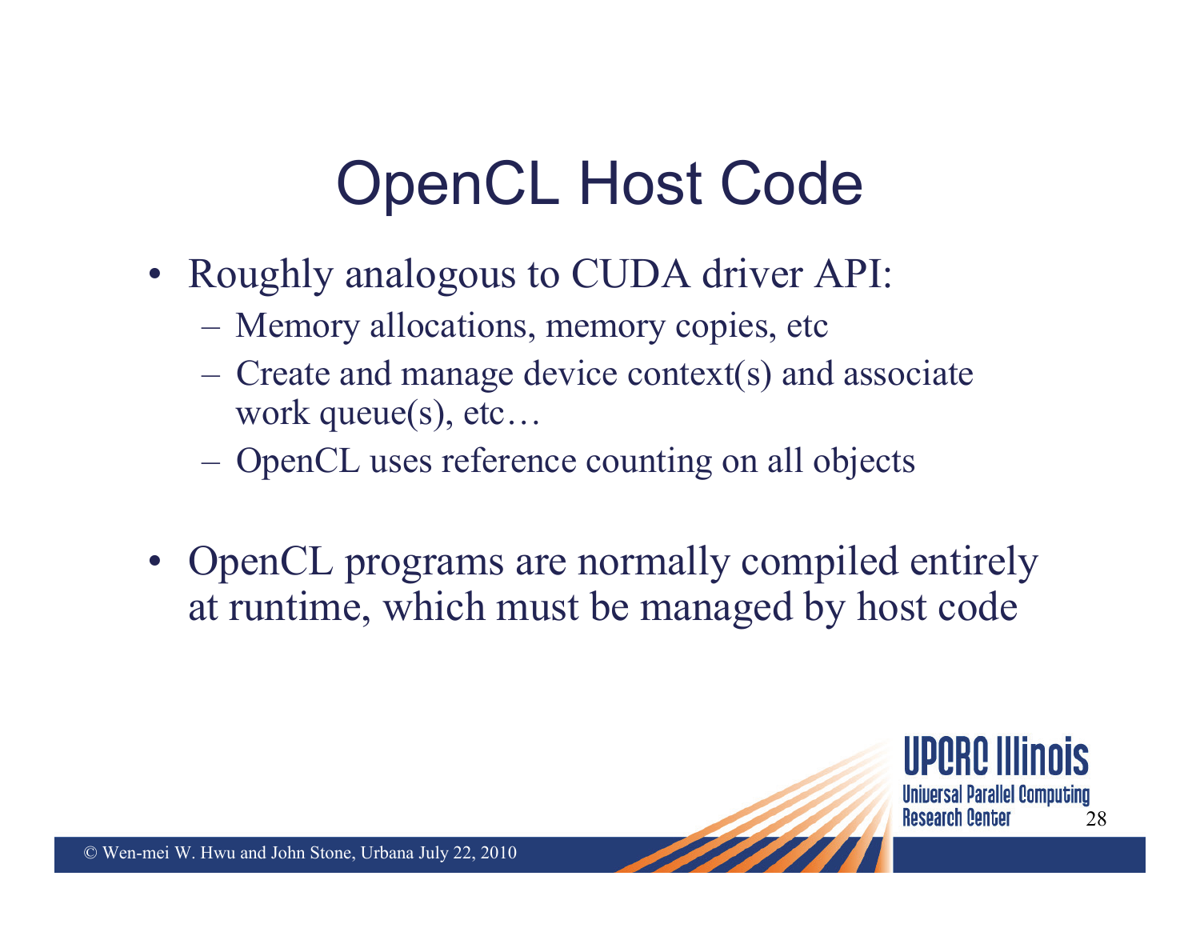# OpenCL Host Code

- Roughly analogous to CUDA driver API:
  - Memory allocations, memory copies, etc
  - Create and manage device context(s) and associate work queue(s), etc…
  - OpenCL uses reference counting on all objects
- OpenCL programs are normally compiled entirely at runtime, which must be managed by host code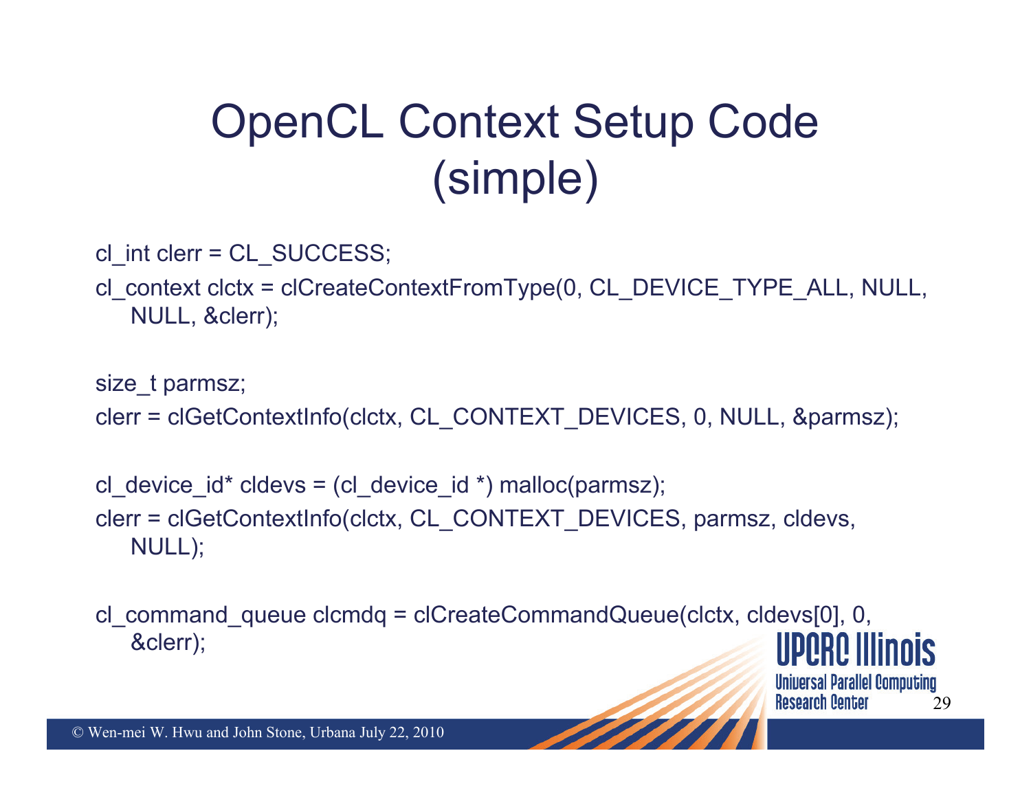# OpenCL Context Setup Code (simple)

```
cl_int clerr = CL_SUCCESS;
cl_context clctx = clCreateContextFromType(0, CL_DEVICE_TYPE_ALL, NULL,
    NULL, &clerr);

size_t parmsz;
clerr = clGetContextInfo(clctx, CL_CONTEXT_DEVICES, 0, NULL, &parmsz);

cl_device_id* cldevs = (cl_device_id *) malloc(parmsz);
clerr = clGetContextInfo(clctx, CL_CONTEXT_DEVICES, parmsz, cldevs,
    NULL);

cl_command_queue clcmdq = clCreateCommandQueue(clctx, cldevs[0], 0,
    &clerr);
```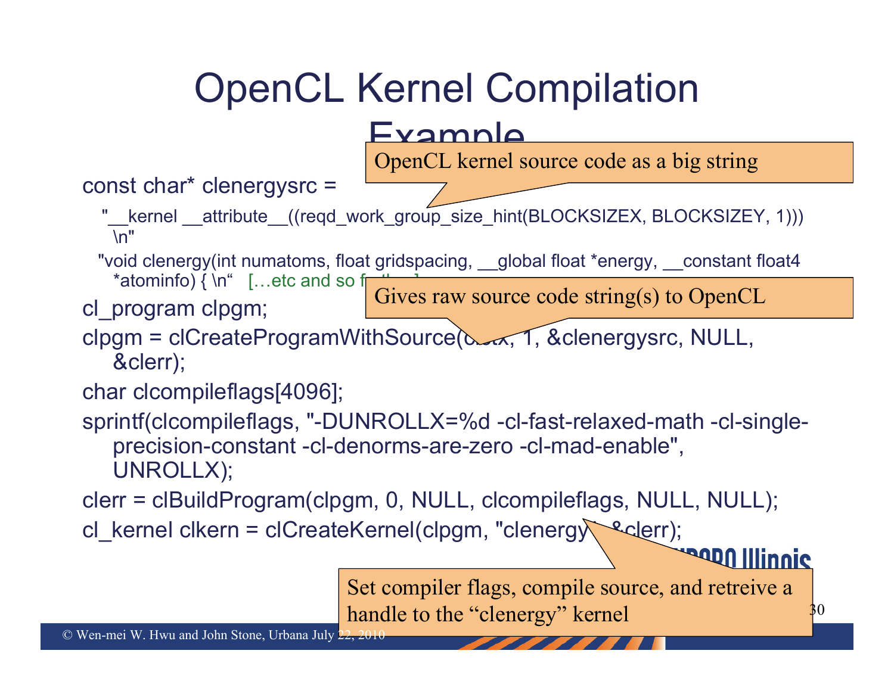# OpenCL Kernel Compilation Example

OpenCL kernel source code as a big string

```
const char* clenergysrc =
  "__kernel __attribute__((reqd_work_group_size_hint(BLOCKSIZEX, BLOCKSIZEY, 1))) \n"
  "void clenergy(int numatoms, float gridspacing, __global float *energy, __constant float4 *atominfo) { \n"   […etc and so forth…]
cl_program clpgm;
clpgm = clCreateProgramWithSource(clctx, 1, &clenergysrc, NULL, &clerr);
char clcompileflags[4096];
sprintf(clcompileflags, "-DUNROLLX=%d -cl-fast-relaxed-math -cl-single-precision-constant -cl-denorms-are-zero -cl-mad-enable", UNROLLX);
clerr = clBuildProgram(clpgm, 0, NULL, clcompileflags, NULL, NULL);
cl_kernel clkern = clCreateKernel(clpgm, "clenergy", &clerr);
```

Gives raw source code string(s) to OpenCL

Set compiler flags, compile source, and retreive a handle to the "clenergy" kernel

© Wen-mei W. Hwu and John Stone, Urbana July 22, 2010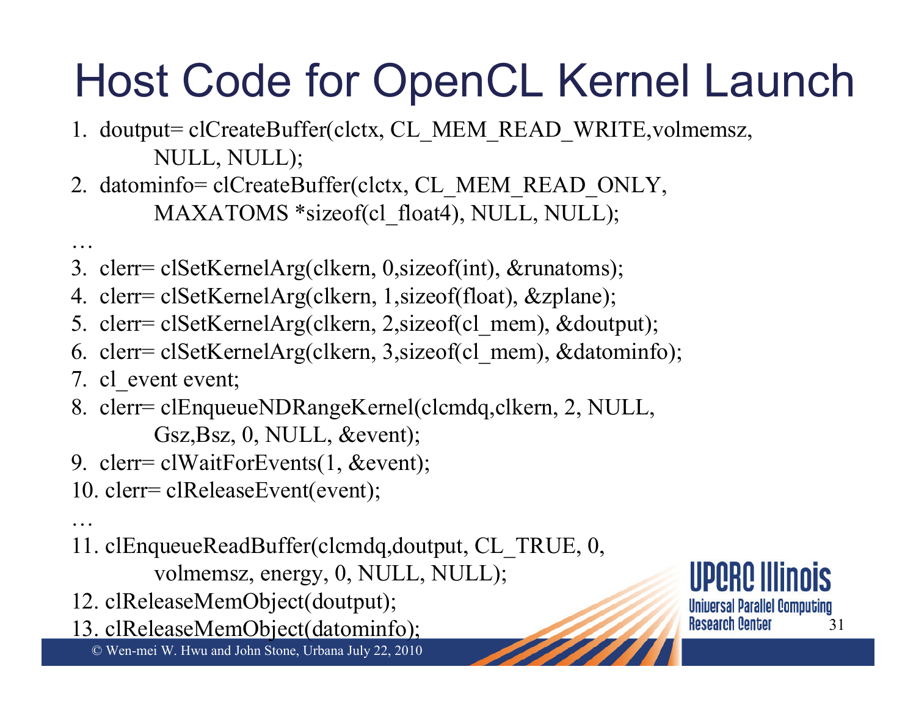# Host Code for OpenCL Kernel Launch

```
1.  doutput= clCreateBuffer(clctx, CL_MEM_READ_WRITE,volmemsz,
        NULL, NULL);
2.  datominfo= clCreateBuffer(clctx, CL_MEM_READ_ONLY,
        MAXATOMS *sizeof(cl_float4), NULL, NULL);
…
3.  clerr= clSetKernelArg(clkern, 0,sizeof(int), &runatoms);
4.  clerr= clSetKernelArg(clkern, 1,sizeof(float), &zplane);
5.  clerr= clSetKernelArg(clkern, 2,sizeof(cl_mem), &doutput);
6.  clerr= clSetKernelArg(clkern, 3,sizeof(cl_mem), &datominfo);
7.  cl_event event;
8.  clerr= clEnqueueNDRangeKernel(clcmdq,clkern, 2, NULL,
        Gsz,Bsz, 0, NULL, &event);
9.  clerr= clWaitForEvents(1, &event);
10. clerr= clReleaseEvent(event);
…
11. clEnqueueReadBuffer(clcmdq,doutput, CL_TRUE, 0,
        volmemsz, energy, 0, NULL, NULL);
12. clReleaseMemObject(doutput);
13. clReleaseMemObject(datominfo);
```

© Wen-mei W. Hwu and John Stone, Urbana July 22, 2010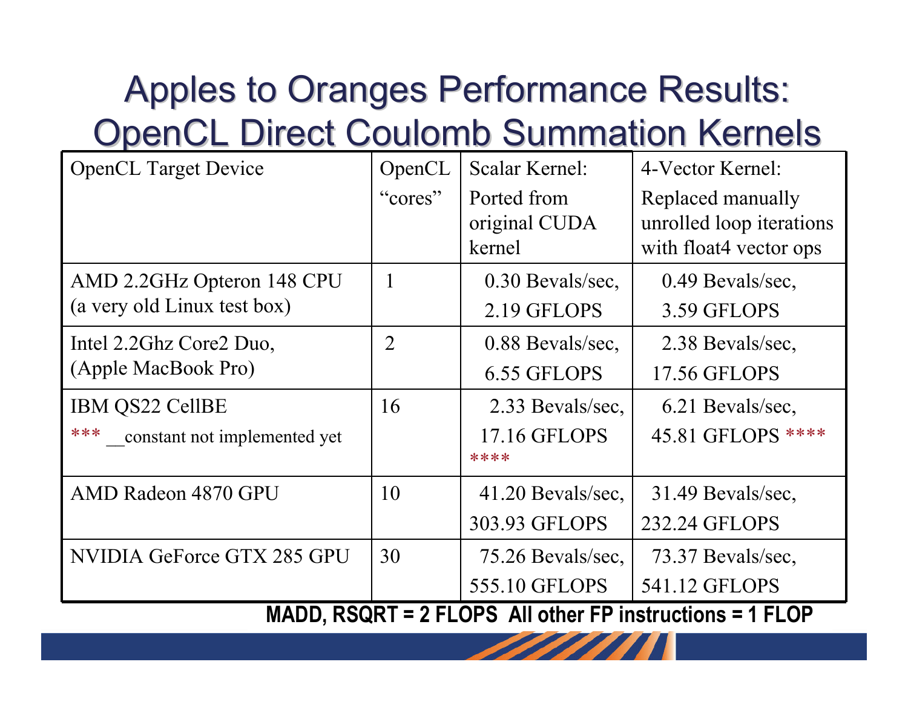# Apples to Oranges Performance Results: OpenCL Direct Coulomb Summation Kernels

| OpenCL Target Device | OpenCL "cores" | Scalar Kernel: Ported from original CUDA kernel | 4-Vector Kernel: Replaced manually unrolled loop iterations with float4 vector ops |
|---|---|---|---|
| AMD 2.2GHz Opteron 148 CPU (a very old Linux test box) | 1 | 0.30 Bevals/sec, 2.19 GFLOPS | 0.49 Bevals/sec, 3.59 GFLOPS |
| Intel 2.2Ghz Core2 Duo, (Apple MacBook Pro) | 2 | 0.88 Bevals/sec, 6.55 GFLOPS | 2.38 Bevals/sec, 17.56 GFLOPS |
| IBM QS22 CellBE *** __constant not implemented yet | 16 | 2.33 Bevals/sec, 17.16 GFLOPS **** | 6.21 Bevals/sec, 45.81 GFLOPS **** |
| AMD Radeon 4870 GPU | 10 | 41.20 Bevals/sec, 303.93 GFLOPS | 31.49 Bevals/sec, 232.24 GFLOPS |
| NVIDIA GeForce GTX 285 GPU | 30 | 75.26 Bevals/sec, 555.10 GFLOPS | 73.37 Bevals/sec, 541.12 GFLOPS |

**MADD, RSQRT = 2 FLOPS All other FP instructions = 1 FLOP**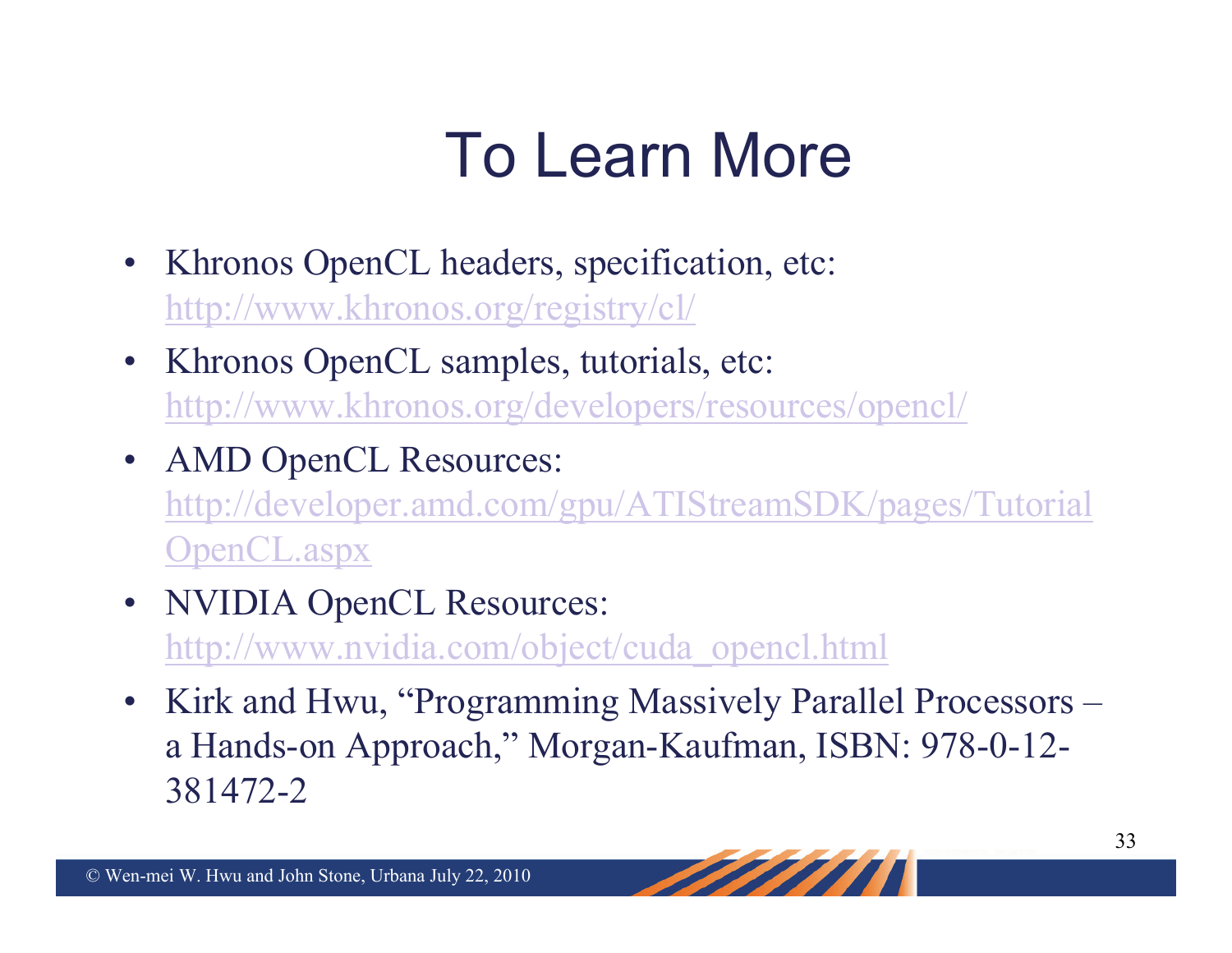# To Learn More

- Khronos OpenCL headers, specification, etc: http://www.khronos.org/registry/cl/
- Khronos OpenCL samples, tutorials, etc: http://www.khronos.org/developers/resources/opencl/
- AMD OpenCL Resources: http://developer.amd.com/gpu/ATIStreamSDK/pages/TutorialOpenCL.aspx
- NVIDIA OpenCL Resources: http://www.nvidia.com/object/cuda_opencl.html
- Kirk and Hwu, "Programming Massively Parallel Processors – a Hands-on Approach," Morgan-Kaufman, ISBN: 978-0-12-381472-2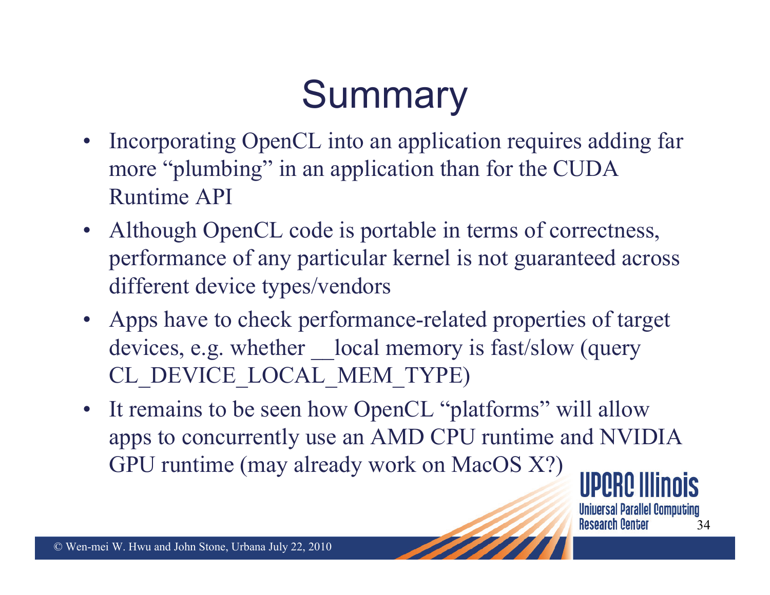# Summary

- Incorporating OpenCL into an application requires adding far more "plumbing" in an application than for the CUDA Runtime API
- Although OpenCL code is portable in terms of correctness, performance of any particular kernel is not guaranteed across different device types/vendors
- Apps have to check performance-related properties of target devices, e.g. whether __local memory is fast/slow (query CL_DEVICE_LOCAL_MEM_TYPE)
- It remains to be seen how OpenCL "platforms" will allow apps to concurrently use an AMD CPU runtime and NVIDIA GPU runtime (may already work on MacOS X?)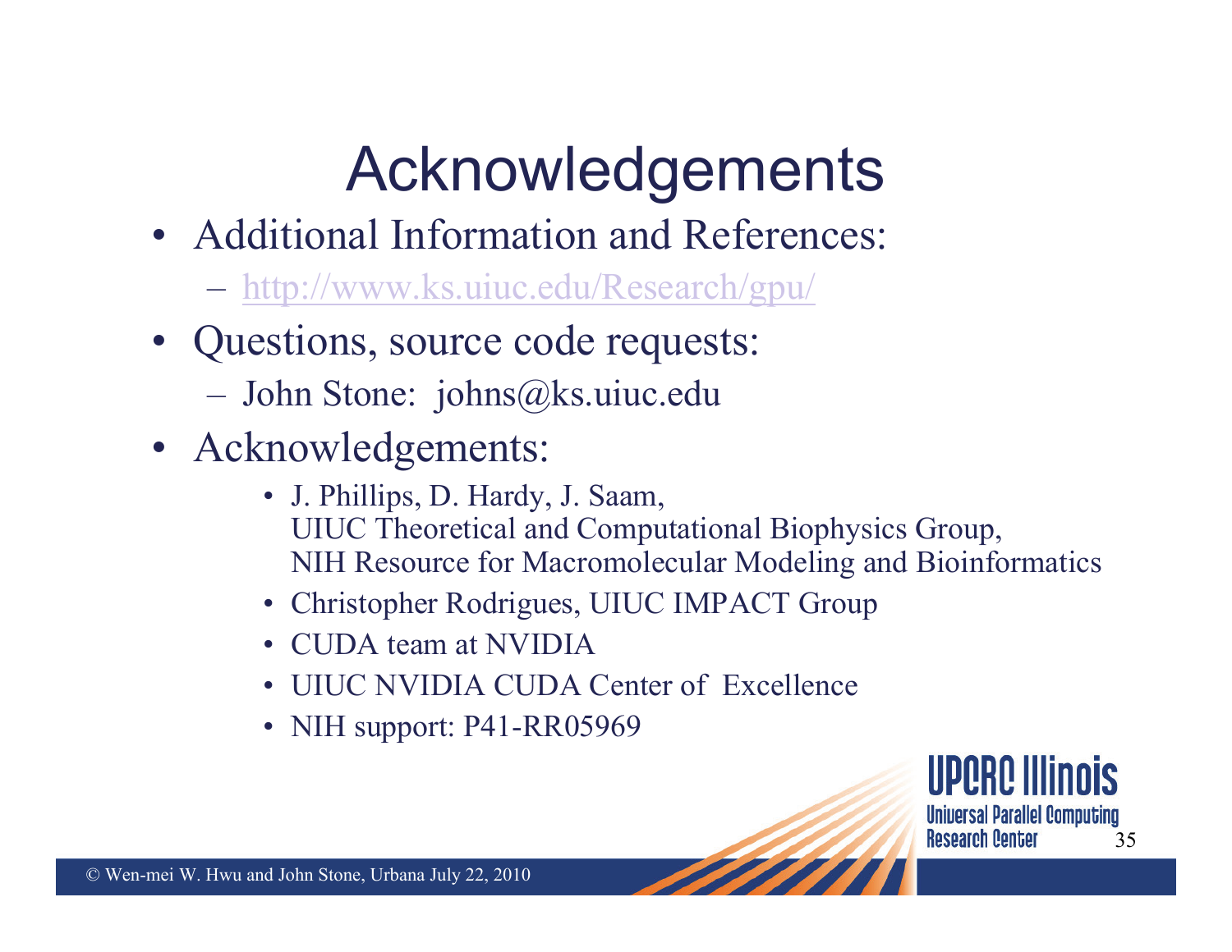# Acknowledgements

- Additional Information and References:
  - http://www.ks.uiuc.edu/Research/gpu/
- Questions, source code requests:
  - John Stone: johns@ks.uiuc.edu
- Acknowledgements:
  - J. Phillips, D. Hardy, J. Saam,
    UIUC Theoretical and Computational Biophysics Group,
    NIH Resource for Macromolecular Modeling and Bioinformatics
  - Christopher Rodrigues, UIUC IMPACT Group
  - CUDA team at NVIDIA
  - UIUC NVIDIA CUDA Center of Excellence
  - NIH support: P41-RR05969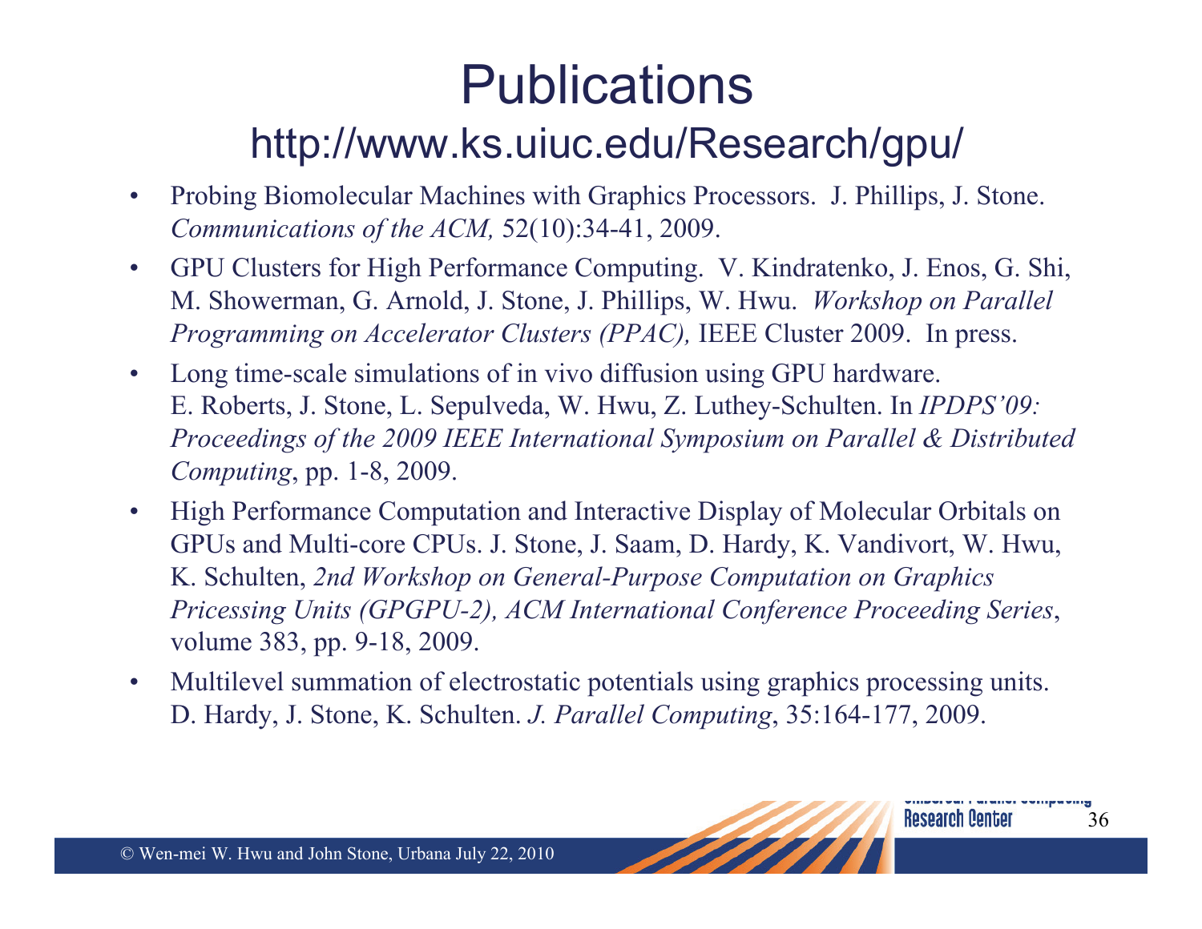# Publications

## http://www.ks.uiuc.edu/Research/gpu/

- Probing Biomolecular Machines with Graphics Processors. J. Phillips, J. Stone. *Communications of the ACM,* 52(10):34-41, 2009.
- GPU Clusters for High Performance Computing. V. Kindratenko, J. Enos, G. Shi, M. Showerman, G. Arnold, J. Stone, J. Phillips, W. Hwu. *Workshop on Parallel Programming on Accelerator Clusters (PPAC),* IEEE Cluster 2009. In press.
- Long time-scale simulations of in vivo diffusion using GPU hardware. E. Roberts, J. Stone, L. Sepulveda, W. Hwu, Z. Luthey-Schulten. In *IPDPS'09: Proceedings of the 2009 IEEE International Symposium on Parallel & Distributed Computing*, pp. 1-8, 2009.
- High Performance Computation and Interactive Display of Molecular Orbitals on GPUs and Multi-core CPUs. J. Stone, J. Saam, D. Hardy, K. Vandivort, W. Hwu, K. Schulten, *2nd Workshop on General-Purpose Computation on Graphics Pricessing Units (GPGPU-2), ACM International Conference Proceeding Series*, volume 383, pp. 9-18, 2009.
- Multilevel summation of electrostatic potentials using graphics processing units. D. Hardy, J. Stone, K. Schulten. *J. Parallel Computing*, 35:164-177, 2009.

© Wen-mei W. Hwu and John Stone, Urbana July 22, 2010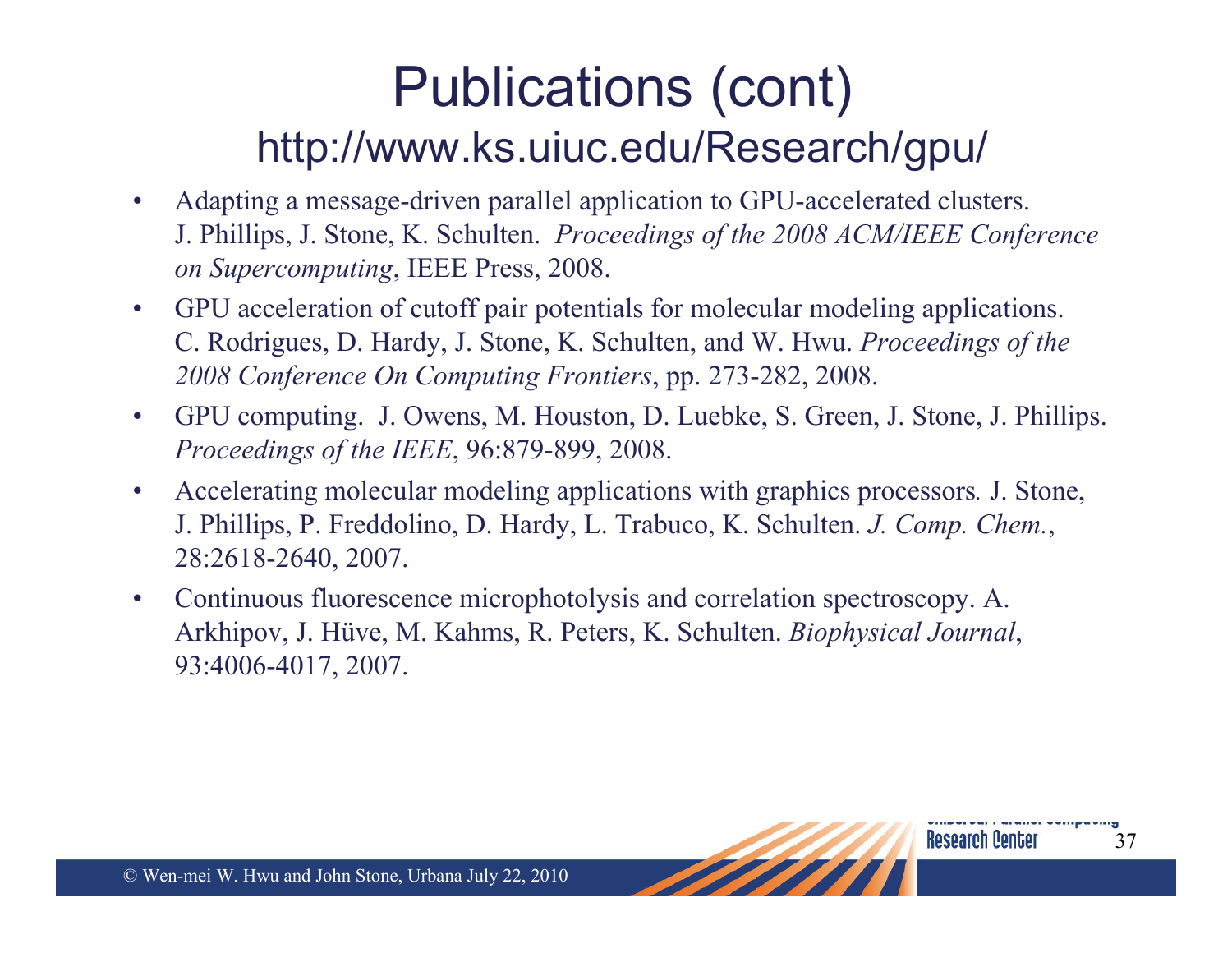# Publications (cont)

## http://www.ks.uiuc.edu/Research/gpu/

- Adapting a message-driven parallel application to GPU-accelerated clusters. J. Phillips, J. Stone, K. Schulten. *Proceedings of the 2008 ACM/IEEE Conference on Supercomputing*, IEEE Press, 2008.
- GPU acceleration of cutoff pair potentials for molecular modeling applications. C. Rodrigues, D. Hardy, J. Stone, K. Schulten, and W. Hwu. *Proceedings of the 2008 Conference On Computing Frontiers*, pp. 273-282, 2008.
- GPU computing. J. Owens, M. Houston, D. Luebke, S. Green, J. Stone, J. Phillips. *Proceedings of the IEEE*, 96:879-899, 2008.
- Accelerating molecular modeling applications with graphics processors. J. Stone, J. Phillips, P. Freddolino, D. Hardy, L. Trabuco, K. Schulten. *J. Comp. Chem.*, 28:2618-2640, 2007.
- Continuous fluorescence microphotolysis and correlation spectroscopy. A. Arkhipov, J. Hüve, M. Kahms, R. Peters, K. Schulten. *Biophysical Journal*, 93:4006-4017, 2007.